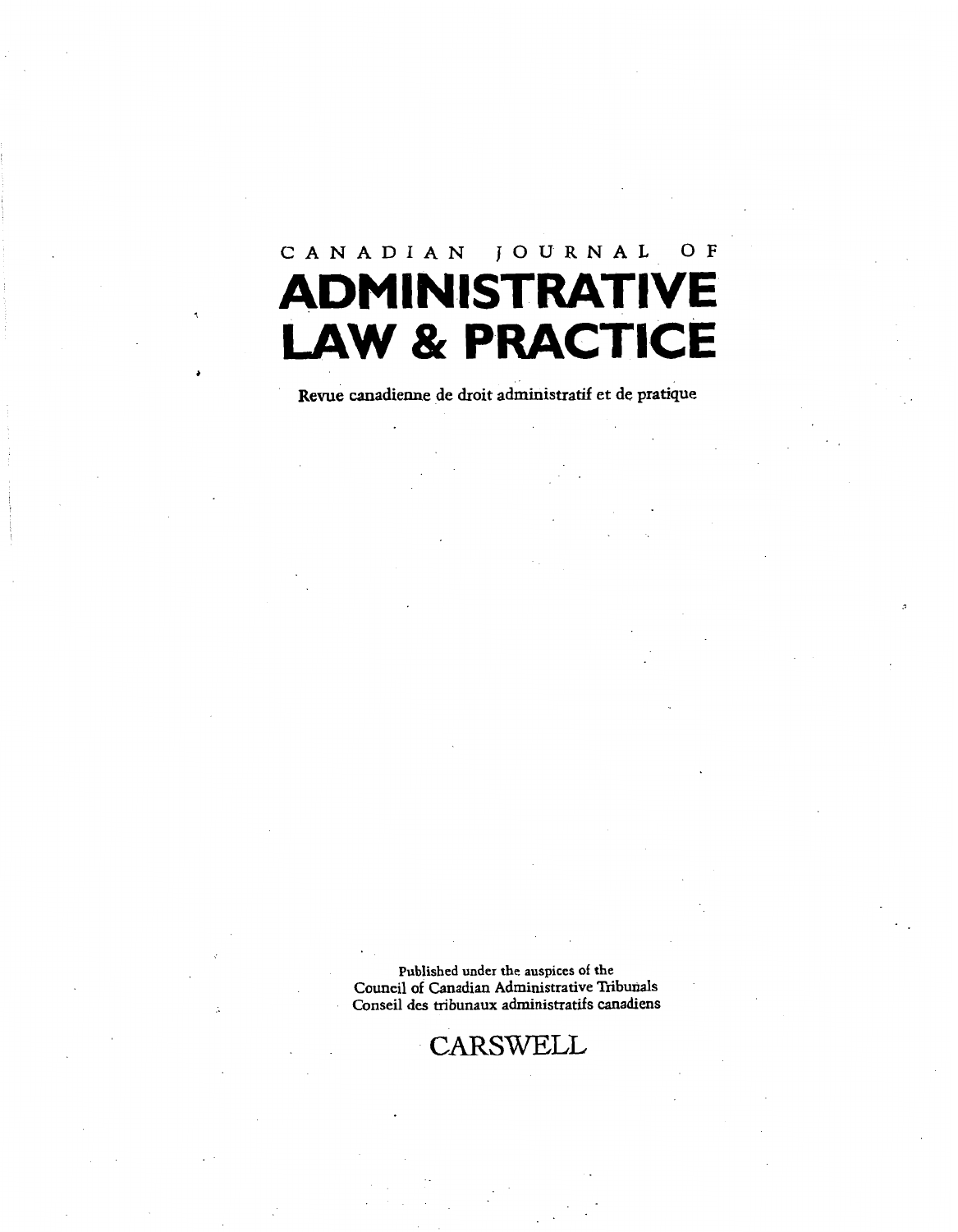# CANADIAN JOURNAL OF ADMINISTRATIVE LAW & PRACTICE

Revue canadienne de droit administratif et de pratique

Published under the auspices of the
Council of Canadian Administrative Tribunals
Conseil des tribunaux administratifs canadiens

CARSWELL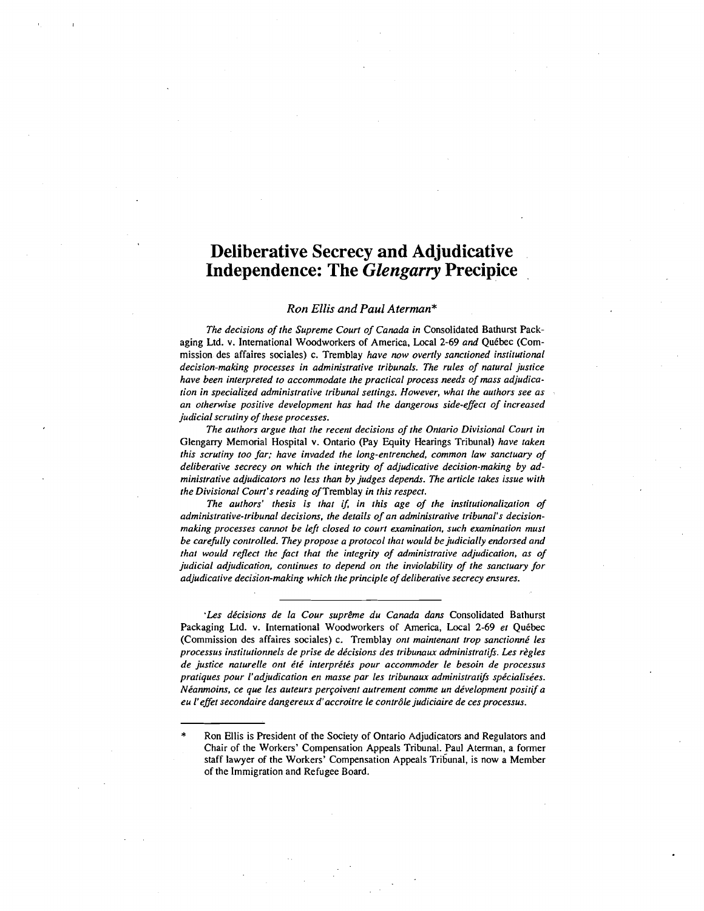# Deliberative Secrecy and Adjudicative Independence: The *Glengarry* Precipice

*Ron Ellis and Paul Aterman**

*The decisions of the Supreme Court of Canada in* Consolidated Bathurst Packaging Ltd. v. International Woodworkers of America, Local 2-69 *and* Québec (Commission des affaires sociales) c. Tremblay *have now overtly sanctioned institutional decision-making processes in administrative tribunals. The rules of natural justice have been interpreted to accommodate the practical process needs of mass adjudication in specialized administrative tribunal settings. However, what the authors see as an otherwise positive development has had the dangerous side-effect of increased judicial scrutiny of these processes.*

*The authors argue that the recent decisions of the Ontario Divisional Court in* Glengarry Memorial Hospital v. Ontario (Pay Equity Hearings Tribunal) *have taken this scrutiny too far; have invaded the long-entrenched, common law sanctuary of deliberative secrecy on which the integrity of adjudicative decision-making by administrative adjudicators no less than by judges depends. The article takes issue with the Divisional Court's reading of* Tremblay *in this respect.*

*The authors' thesis is that if, in this age of the institutionalization of administrative-tribunal decisions, the details of an administrative tribunal's decision-making processes cannot be left closed to court examination, such examination must be carefully controlled. They propose a protocol that would be judicially endorsed and that would reflect the fact that the integrity of administrative adjudication, as of judicial adjudication, continues to depend on the inviolability of the sanctuary for adjudicative decision-making which the principle of deliberative secrecy ensures.*

---

*Les décisions de la Cour suprême du Canada dans* Consolidated Bathurst Packaging Ltd. v. International Woodworkers of America, Local 2-69 *et* Québec (Commission des affaires sociales) c. Tremblay *ont maintenant trop sanctionné les processus institutionnels de prise de décisions des tribunaux administratifs. Les règles de justice naturelle ont été interprétés pour accommoder le besoin de processus pratiques pour l'adjudication en masse par les tribunaux administratifs spécialisées. Néanmoins, ce que les auteurs perçoivent autrement comme un dévelopment positif a eu l'effet secondaire dangereux d'accroitre le contrôle judiciaire de ces processus.*

---

\* Ron Ellis is President of the Society of Ontario Adjudicators and Regulators and Chair of the Workers' Compensation Appeals Tribunal. Paul Aterman, a former staff lawyer of the Workers' Compensation Appeals Tribunal, is now a Member of the Immigration and Refugee Board.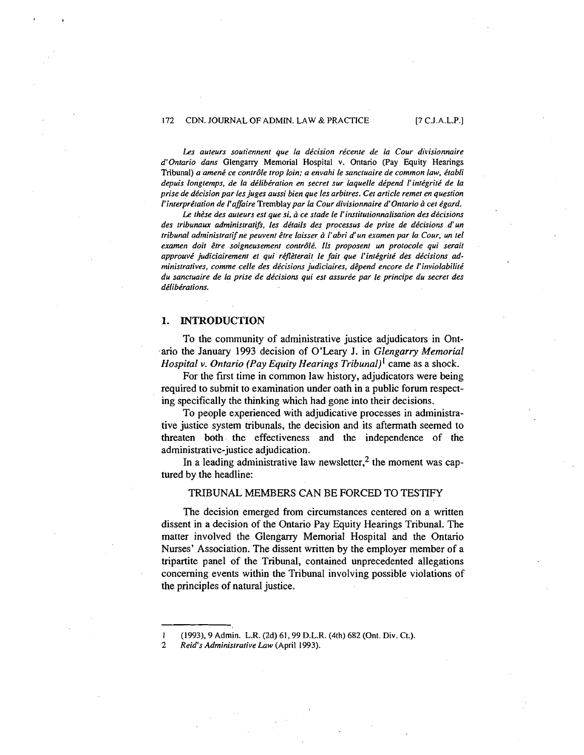*Les auteurs soutiennent que la décision récente de la Cour divisionnaire d'Ontario dans* Glengarry Memorial Hospital v. Ontario (Pay Equity Hearings Tribunal) *a amené ce contrôle trop loin; a envahi le sanctuaire de common law, établi depuis longtemps, de la délibération en secret sur laquelle dépend l'intégrité de la prise de décision par les juges aussi bien que les arbitres. Cet article remet en question l'interprétation de l'affaire* Tremblay *par la Cour divisionnaire d'Ontario à cet égard.*

*Le thèse des auteurs est que si, à ce stade le l'institutionnalisation des décisions des tribunaux administratifs, les détails des processus de prise de décisions d'un tribunal administratif ne peuvent être laisser à l'abri d'un examen par la Cour, un tel examen doit être soigneusement contrôlé. Ils proposent un protocole qui serait approuvé judiciairement et qui réflèterait le fait que l'intégrité des décisions administratives, comme celle des décisions judiciaires, dépend encore de l'inviolabilité du sanctuaire de la prise de décisions qui est assurée par le principe du secret des délibérations.*

## 1. INTRODUCTION

To the community of administrative justice adjudicators in Ontario the January 1993 decision of O'Leary J. in *Glengarry Memorial Hospital v. Ontario (Pay Equity Hearings Tribunal)*[1] came as a shock.

For the first time in common law history, adjudicators were being required to submit to examination under oath in a public forum respecting specifically the thinking which had gone into their decisions.

To people experienced with adjudicative processes in administrative justice system tribunals, the decision and its aftermath seemed to threaten both the effectiveness and the independence of the administrative-justice adjudication.

In a leading administrative law newsletter,[2] the moment was captured by the headline:

TRIBUNAL MEMBERS CAN BE FORCED TO TESTIFY

The decision emerged from circumstances centered on a written dissent in a decision of the Ontario Pay Equity Hearings Tribunal. The matter involved the Glengarry Memorial Hospital and the Ontario Nurses' Association. The dissent written by the employer member of a tripartite panel of the Tribunal, contained unprecedented allegations concerning events within the Tribunal involving possible violations of the principles of natural justice.

---

1 (1993), 9 Admin. L.R. (2d) 61, 99 D.L.R. (4th) 682 (Ont. Div. Ct.).

2 *Reid's Administrative Law* (April 1993).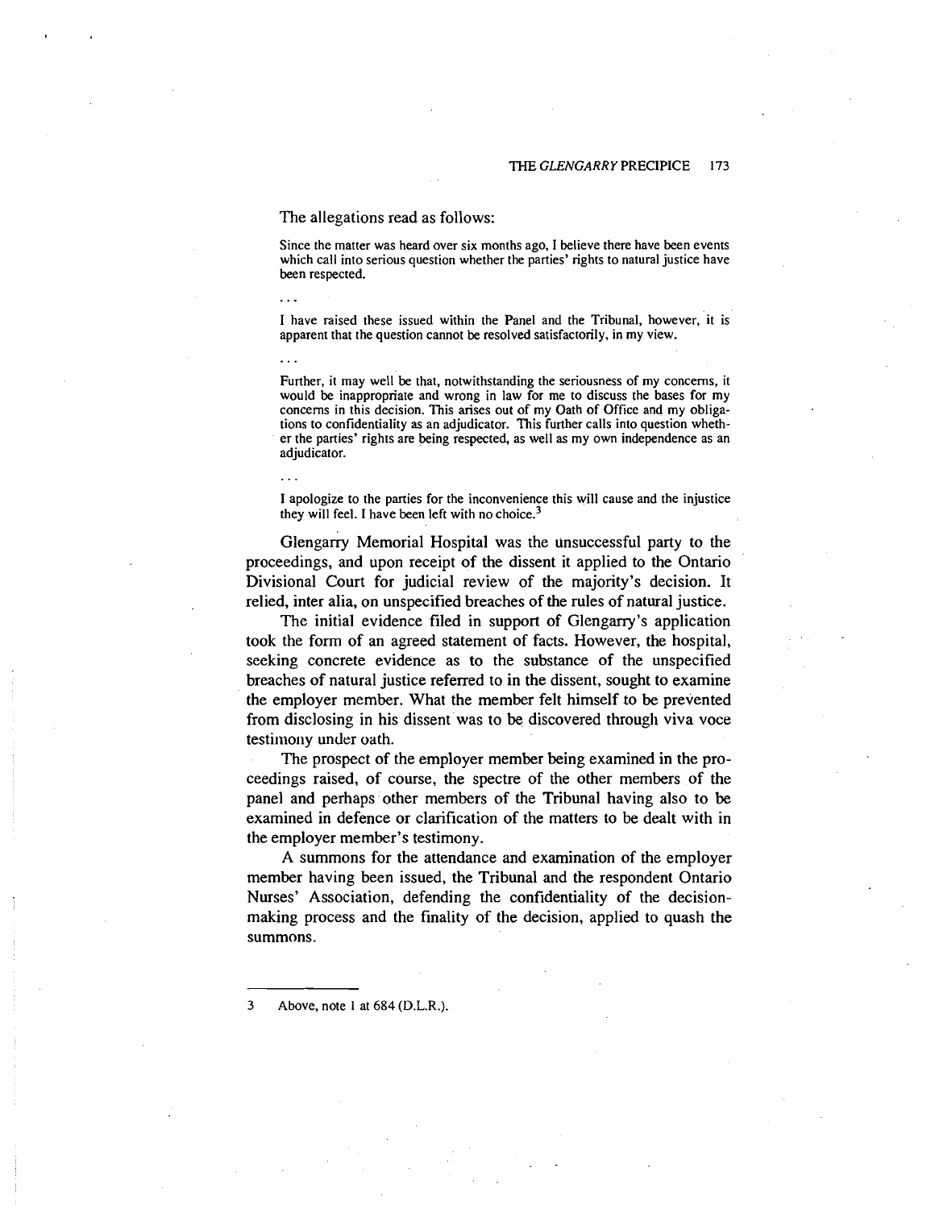The allegations read as follows:

> Since the matter was heard over six months ago, I believe there have been events which call into serious question whether the parties' rights to natural justice have been respected.
>
> ...
>
> I have raised these issued within the Panel and the Tribunal, however, it is apparent that the question cannot be resolved satisfactorily, in my view.
>
> ...
>
> Further, it may well be that, notwithstanding the seriousness of my concerns, it would be inappropriate and wrong in law for me to discuss the bases for my concerns in this decision. This arises out of my Oath of Office and my obligations to confidentiality as an adjudicator. This further calls into question whether the parties' rights are being respected, as well as my own independence as an adjudicator.
>
> ...
>
> I apologize to the parties for the inconvenience this will cause and the injustice they will feel. I have been left with no choice.[3]

Glengarry Memorial Hospital was the unsuccessful party to the proceedings, and upon receipt of the dissent it applied to the Ontario Divisional Court for judicial review of the majority's decision. It relied, inter alia, on unspecified breaches of the rules of natural justice.

The initial evidence filed in support of Glengarry's application took the form of an agreed statement of facts. However, the hospital, seeking concrete evidence as to the substance of the unspecified breaches of natural justice referred to in the dissent, sought to examine the employer member. What the member felt himself to be prevented from disclosing in his dissent was to be discovered through viva voce testimony under oath.

The prospect of the employer member being examined in the proceedings raised, of course, the spectre of the other members of the panel and perhaps other members of the Tribunal having also to be examined in defence or clarification of the matters to be dealt with in the employer member's testimony.

A summons for the attendance and examination of the employer member having been issued, the Tribunal and the respondent Ontario Nurses' Association, defending the confidentiality of the decision-making process and the finality of the decision, applied to quash the summons.

---

3 Above, note 1 at 684 (D.L.R.).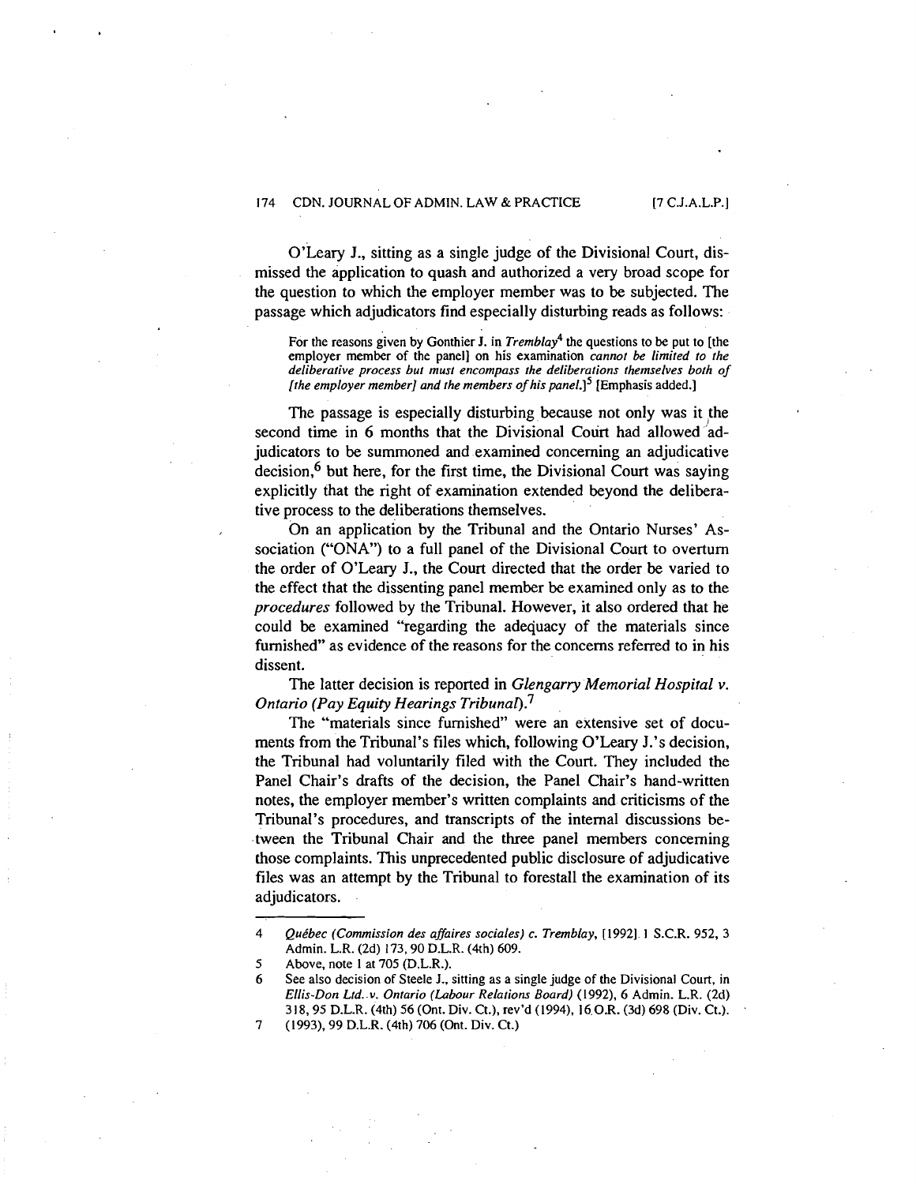O'Leary J., sitting as a single judge of the Divisional Court, dismissed the application to quash and authorized a very broad scope for the question to which the employer member was to be subjected. The passage which adjudicators find especially disturbing reads as follows:

> For the reasons given by Gonthier J. in *Tremblay*[4] the questions to be put to [the employer member of the panel] on his examination *cannot be limited to the deliberative process but must encompass the deliberations themselves both of [the employer member] and the members of his panel.*][5] [Emphasis added.]

The passage is especially disturbing because not only was it the second time in 6 months that the Divisional Court had allowed adjudicators to be summoned and examined concerning an adjudicative decision,[6] but here, for the first time, the Divisional Court was saying explicitly that the right of examination extended beyond the deliberative process to the deliberations themselves.

On an application by the Tribunal and the Ontario Nurses' Association ("ONA") to a full panel of the Divisional Court to overturn the order of O'Leary J., the Court directed that the order be varied to the effect that the dissenting panel member be examined only as to the *procedures* followed by the Tribunal. However, it also ordered that he could be examined "regarding the adequacy of the materials since furnished" as evidence of the reasons for the concerns referred to in his dissent.

The latter decision is reported in *Glengarry Memorial Hospital v. Ontario (Pay Equity Hearings Tribunal)*.[7]

The "materials since furnished" were an extensive set of documents from the Tribunal's files which, following O'Leary J.'s decision, the Tribunal had voluntarily filed with the Court. They included the Panel Chair's drafts of the decision, the Panel Chair's hand-written notes, the employer member's written complaints and criticisms of the Tribunal's procedures, and transcripts of the internal discussions between the Tribunal Chair and the three panel members concerning those complaints. This unprecedented public disclosure of adjudicative files was an attempt by the Tribunal to forestall the examination of its adjudicators.

---

4 *Québec (Commission des affaires sociales) c. Tremblay*, [1992] 1 S.C.R. 952, 3 Admin. L.R. (2d) 173, 90 D.L.R. (4th) 609.

5 Above, note 1 at 705 (D.L.R.).

6 See also decision of Steele J., sitting as a single judge of the Divisional Court, in *Ellis-Don Ltd. v. Ontario (Labour Relations Board)* (1992), 6 Admin. L.R. (2d) 318, 95 D.L.R. (4th) 56 (Ont. Div. Ct.), rev'd (1994), 16 O.R. (3d) 698 (Div. Ct.).

7 (1993), 99 D.L.R. (4th) 706 (Ont. Div. Ct.)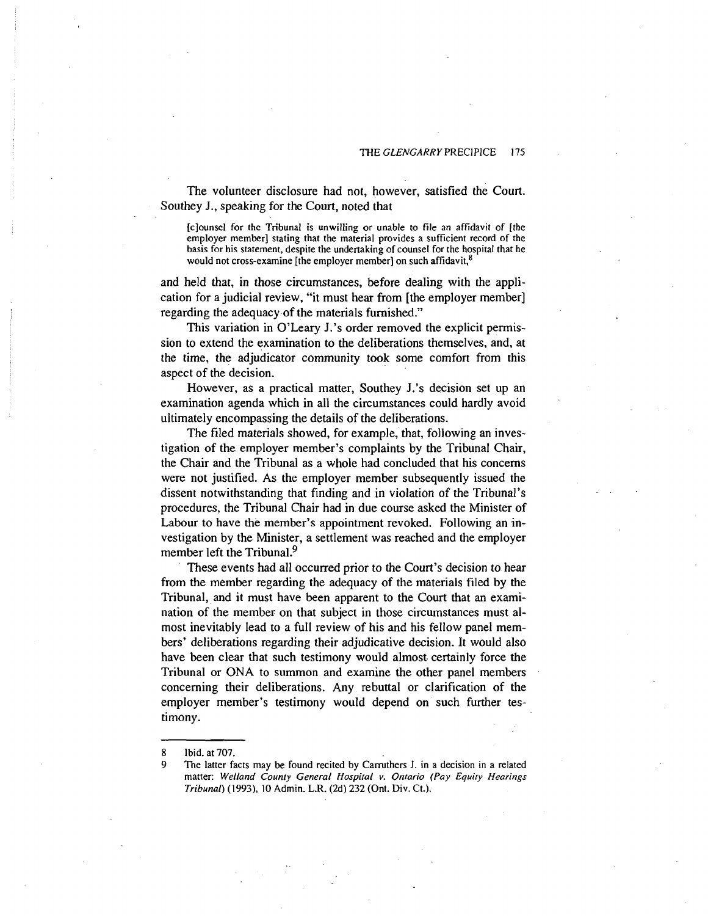The volunteer disclosure had not, however, satisfied the Court. Southey J., speaking for the Court, noted that

> [c]ounsel for the Tribunal is unwilling or unable to file an affidavit of [the employer member] stating that the material provides a sufficient record of the basis for his statement, despite the undertaking of counsel for the hospital that he would not cross-examine [the employer member] on such affidavit,[8]

and held that, in those circumstances, before dealing with the application for a judicial review, "it must hear from [the employer member] regarding the adequacy of the materials furnished."

This variation in O'Leary J.'s order removed the explicit permission to extend the examination to the deliberations themselves, and, at the time, the adjudicator community took some comfort from this aspect of the decision.

However, as a practical matter, Southey J.'s decision set up an examination agenda which in all the circumstances could hardly avoid ultimately encompassing the details of the deliberations.

The filed materials showed, for example, that, following an investigation of the employer member's complaints by the Tribunal Chair, the Chair and the Tribunal as a whole had concluded that his concerns were not justified. As the employer member subsequently issued the dissent notwithstanding that finding and in violation of the Tribunal's procedures, the Tribunal Chair had in due course asked the Minister of Labour to have the member's appointment revoked. Following an investigation by the Minister, a settlement was reached and the employer member left the Tribunal.[9]

These events had all occurred prior to the Court's decision to hear from the member regarding the adequacy of the materials filed by the Tribunal, and it must have been apparent to the Court that an examination of the member on that subject in those circumstances must almost inevitably lead to a full review of his and his fellow panel members' deliberations regarding their adjudicative decision. It would also have been clear that such testimony would almost certainly force the Tribunal or ONA to summon and examine the other panel members concerning their deliberations. Any rebuttal or clarification of the employer member's testimony would depend on such further testimony.

---

8 Ibid. at 707.

9 The latter facts may be found recited by Carruthers J. in a decision in a related matter: *Welland County General Hospital v. Ontario (Pay Equity Hearings Tribunal)* (1993), 10 Admin. L.R. (2d) 232 (Ont. Div. Ct.).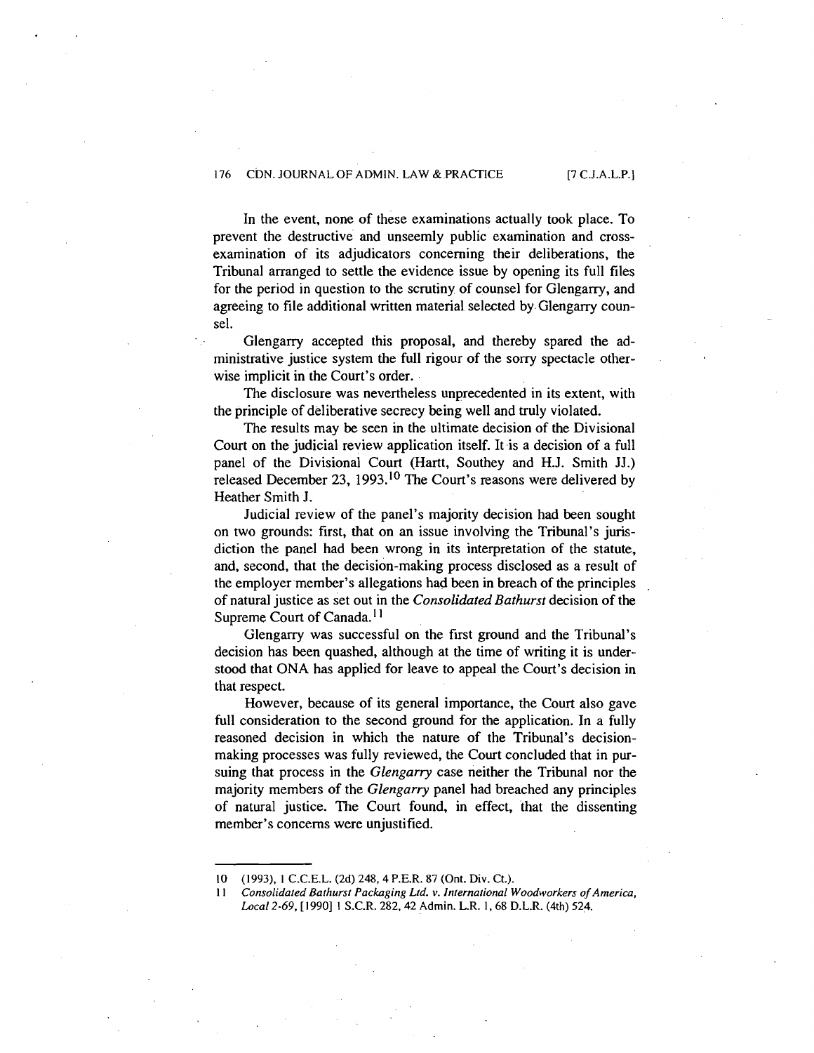In the event, none of these examinations actually took place. To prevent the destructive and unseemly public examination and cross-examination of its adjudicators concerning their deliberations, the Tribunal arranged to settle the evidence issue by opening its full files for the period in question to the scrutiny of counsel for Glengarry, and agreeing to file additional written material selected by Glengarry counsel.

Glengarry accepted this proposal, and thereby spared the administrative justice system the full rigour of the sorry spectacle otherwise implicit in the Court's order.

The disclosure was nevertheless unprecedented in its extent, with the principle of deliberative secrecy being well and truly violated.

The results may be seen in the ultimate decision of the Divisional Court on the judicial review application itself. It is a decision of a full panel of the Divisional Court (Hartt, Southey and H.J. Smith JJ.) released December 23, 1993.[10] The Court's reasons were delivered by Heather Smith J.

Judicial review of the panel's majority decision had been sought on two grounds: first, that on an issue involving the Tribunal's jurisdiction the panel had been wrong in its interpretation of the statute, and, second, that the decision-making process disclosed as a result of the employer member's allegations had been in breach of the principles of natural justice as set out in the *Consolidated Bathurst* decision of the Supreme Court of Canada.[11]

Glengarry was successful on the first ground and the Tribunal's decision has been quashed, although at the time of writing it is understood that ONA has applied for leave to appeal the Court's decision in that respect.

However, because of its general importance, the Court also gave full consideration to the second ground for the application. In a fully reasoned decision in which the nature of the Tribunal's decision-making processes was fully reviewed, the Court concluded that in pursuing that process in the *Glengarry* case neither the Tribunal nor the majority members of the *Glengarry* panel had breached any principles of natural justice. The Court found, in effect, that the dissenting member's concerns were unjustified.

---

10 (1993), 1 C.C.E.L. (2d) 248, 4 P.E.R. 87 (Ont. Div. Ct.).

11 *Consolidated Bathurst Packaging Ltd. v. International Woodworkers of America, Local 2-69*, [1990] 1 S.C.R. 282, 42 Admin. L.R. 1, 68 D.L.R. (4th) 524.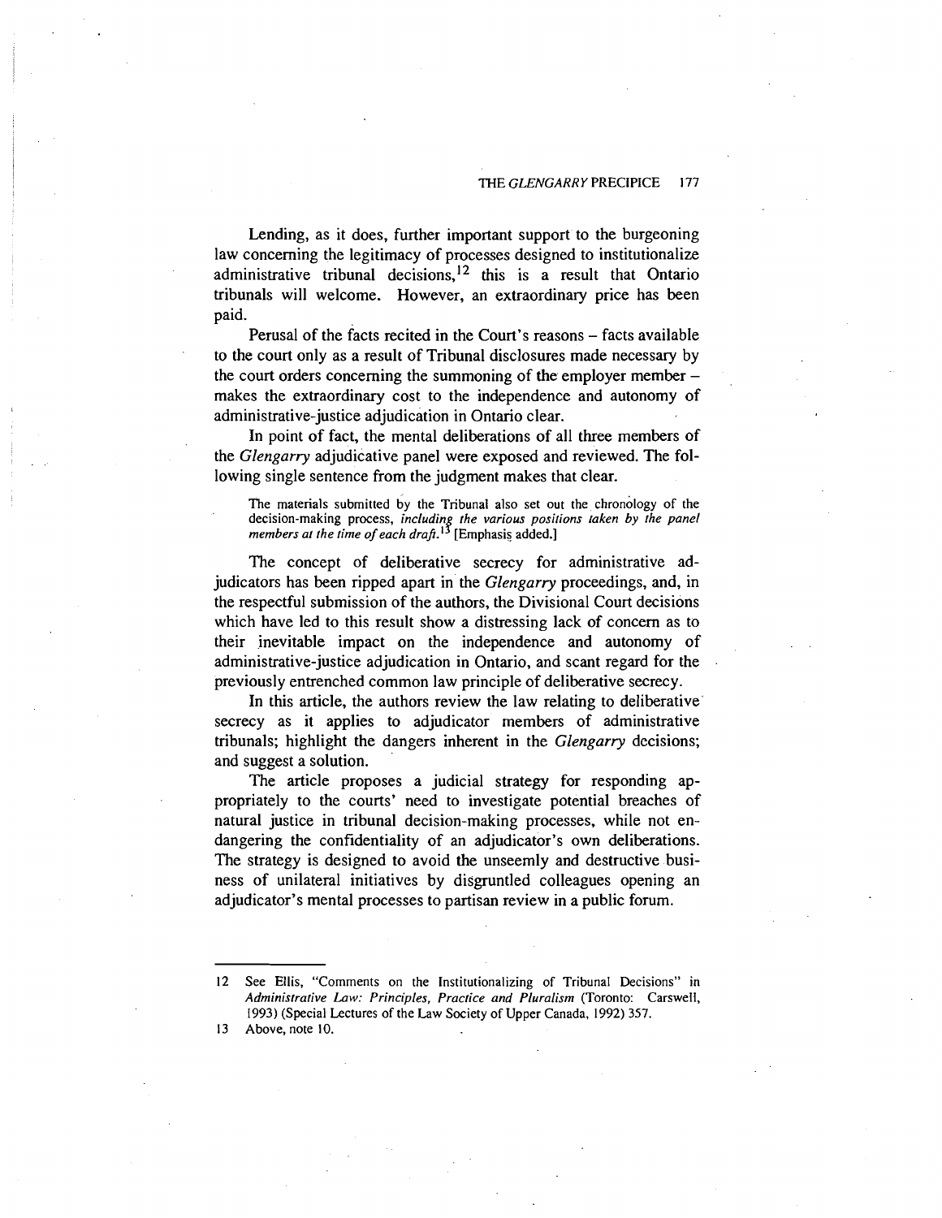Lending, as it does, further important support to the burgeoning law concerning the legitimacy of processes designed to institutionalize administrative tribunal decisions,[12] this is a result that Ontario tribunals will welcome. However, an extraordinary price has been paid.

Perusal of the facts recited in the Court's reasons – facts available to the court only as a result of Tribunal disclosures made necessary by the court orders concerning the summoning of the employer member – makes the extraordinary cost to the independence and autonomy of administrative-justice adjudication in Ontario clear.

In point of fact, the mental deliberations of all three members of the *Glengarry* adjudicative panel were exposed and reviewed. The following single sentence from the judgment makes that clear.

> The materials submitted by the Tribunal also set out the chronology of the decision-making process, *including the various positions taken by the panel members at the time of each draft.*[13] [Emphasis added.]

The concept of deliberative secrecy for administrative adjudicators has been ripped apart in the *Glengarry* proceedings, and, in the respectful submission of the authors, the Divisional Court decisions which have led to this result show a distressing lack of concern as to their inevitable impact on the independence and autonomy of administrative-justice adjudication in Ontario, and scant regard for the previously entrenched common law principle of deliberative secrecy.

In this article, the authors review the law relating to deliberative secrecy as it applies to adjudicator members of administrative tribunals; highlight the dangers inherent in the *Glengarry* decisions; and suggest a solution.

The article proposes a judicial strategy for responding appropriately to the courts' need to investigate potential breaches of natural justice in tribunal decision-making processes, while not endangering the confidentiality of an adjudicator's own deliberations. The strategy is designed to avoid the unseemly and destructive business of unilateral initiatives by disgruntled colleagues opening an adjudicator's mental processes to partisan review in a public forum.

---

12 See Ellis, "Comments on the Institutionalizing of Tribunal Decisions" in *Administrative Law: Principles, Practice and Pluralism* (Toronto: Carswell, 1993) (Special Lectures of the Law Society of Upper Canada, 1992) 357.

13 Above, note 10.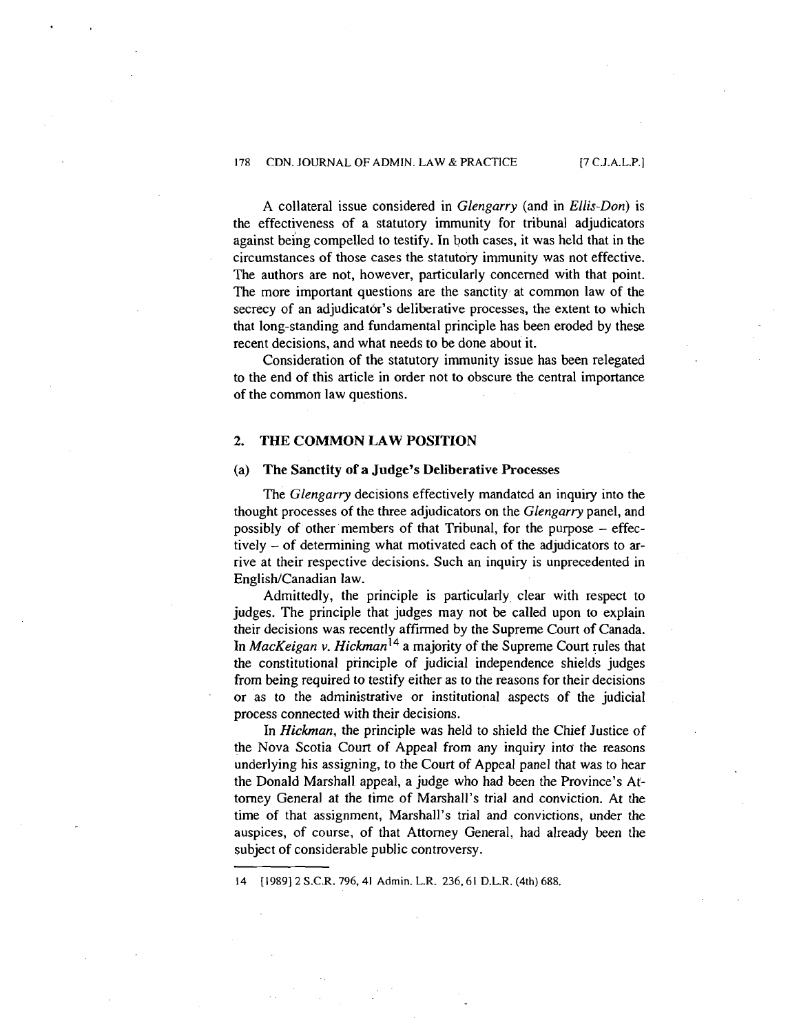A collateral issue considered in *Glengarry* (and in *Ellis-Don*) is the effectiveness of a statutory immunity for tribunal adjudicators against being compelled to testify. In both cases, it was held that in the circumstances of those cases the statutory immunity was not effective. The authors are not, however, particularly concerned with that point. The more important questions are the sanctity at common law of the secrecy of an adjudicator's deliberative processes, the extent to which that long-standing and fundamental principle has been eroded by these recent decisions, and what needs to be done about it.

Consideration of the statutory immunity issue has been relegated to the end of this article in order not to obscure the central importance of the common law questions.

## 2. THE COMMON LAW POSITION

### (a) The Sanctity of a Judge's Deliberative Processes

The *Glengarry* decisions effectively mandated an inquiry into the thought processes of the three adjudicators on the *Glengarry* panel, and possibly of other members of that Tribunal, for the purpose – effectively – of determining what motivated each of the adjudicators to arrive at their respective decisions. Such an inquiry is unprecedented in English/Canadian law.

Admittedly, the principle is particularly clear with respect to judges. The principle that judges may not be called upon to explain their decisions was recently affirmed by the Supreme Court of Canada. In *MacKeigan v. Hickman*[14] a majority of the Supreme Court rules that the constitutional principle of judicial independence shields judges from being required to testify either as to the reasons for their decisions or as to the administrative or institutional aspects of the judicial process connected with their decisions.

In *Hickman*, the principle was held to shield the Chief Justice of the Nova Scotia Court of Appeal from any inquiry into the reasons underlying his assigning, to the Court of Appeal panel that was to hear the Donald Marshall appeal, a judge who had been the Province's Attorney General at the time of Marshall's trial and conviction. At the time of that assignment, Marshall's trial and convictions, under the auspices, of course, of that Attorney General, had already been the subject of considerable public controversy.

---

14 [1989] 2 S.C.R. 796, 41 Admin. L.R. 236, 61 D.L.R. (4th) 688.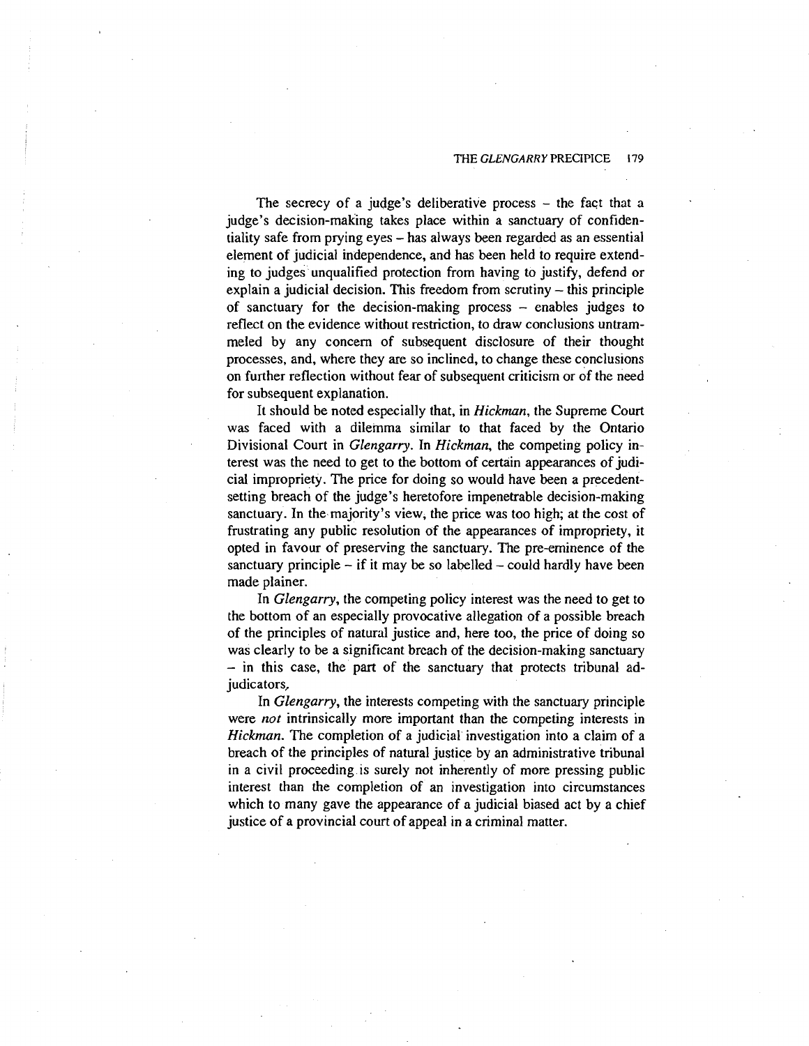The secrecy of a judge's deliberative process – the fact that a judge's decision-making takes place within a sanctuary of confidentiality safe from prying eyes – has always been regarded as an essential element of judicial independence, and has been held to require extending to judges unqualified protection from having to justify, defend or explain a judicial decision. This freedom from scrutiny – this principle of sanctuary for the decision-making process – enables judges to reflect on the evidence without restriction, to draw conclusions untrammeled by any concern of subsequent disclosure of their thought processes, and, where they are so inclined, to change these conclusions on further reflection without fear of subsequent criticism or of the need for subsequent explanation.

It should be noted especially that, in *Hickman*, the Supreme Court was faced with a dilemma similar to that faced by the Ontario Divisional Court in *Glengarry*. In *Hickman*, the competing policy interest was the need to get to the bottom of certain appearances of judicial impropriety. The price for doing so would have been a precedent-setting breach of the judge's heretofore impenetrable decision-making sanctuary. In the majority's view, the price was too high; at the cost of frustrating any public resolution of the appearances of impropriety, it opted in favour of preserving the sanctuary. The pre-eminence of the sanctuary principle – if it may be so labelled – could hardly have been made plainer.

In *Glengarry*, the competing policy interest was the need to get to the bottom of an especially provocative allegation of a possible breach of the principles of natural justice and, here too, the price of doing so was clearly to be a significant breach of the decision-making sanctuary – in this case, the part of the sanctuary that protects tribunal adjudicators.

In *Glengarry*, the interests competing with the sanctuary principle were *not* intrinsically more important than the competing interests in *Hickman*. The completion of a judicial investigation into a claim of a breach of the principles of natural justice by an administrative tribunal in a civil proceeding is surely not inherently of more pressing public interest than the completion of an investigation into circumstances which to many gave the appearance of a judicial biased act by a chief justice of a provincial court of appeal in a criminal matter.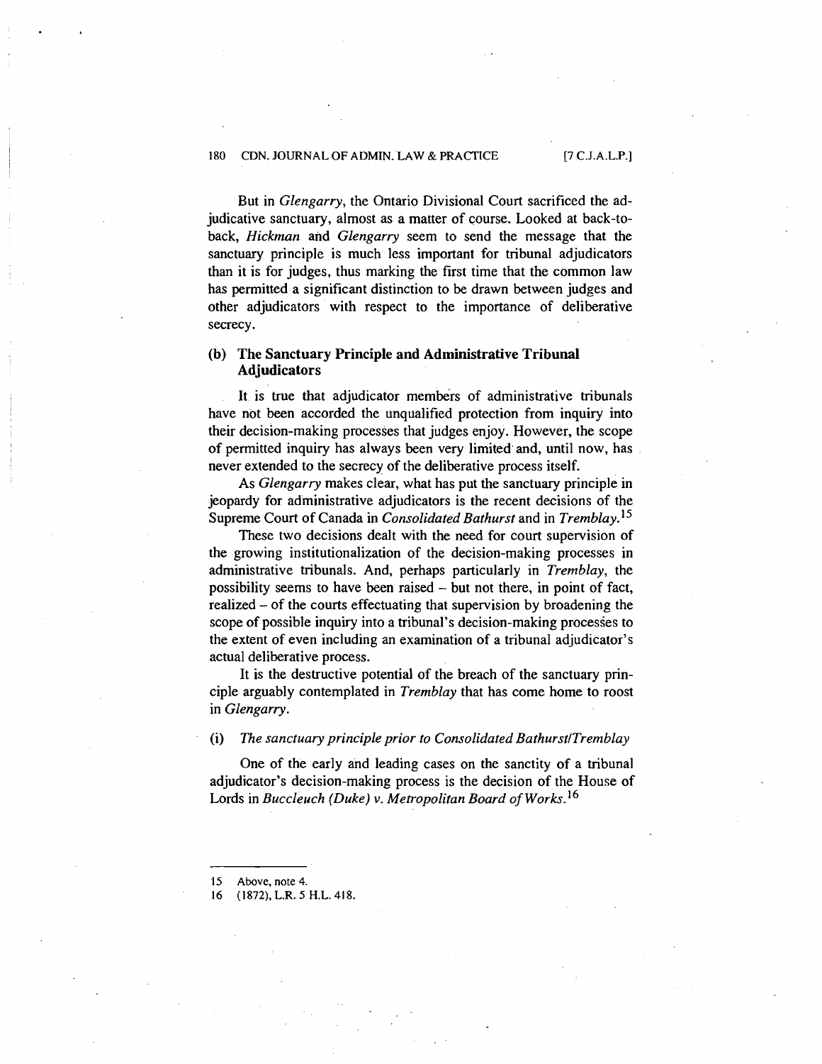But in *Glengarry*, the Ontario Divisional Court sacrificed the adjudicative sanctuary, almost as a matter of course. Looked at back-to-back, *Hickman* and *Glengarry* seem to send the message that the sanctuary principle is much less important for tribunal adjudicators than it is for judges, thus marking the first time that the common law has permitted a significant distinction to be drawn between judges and other adjudicators with respect to the importance of deliberative secrecy.

### (b) The Sanctuary Principle and Administrative Tribunal Adjudicators

It is true that adjudicator members of administrative tribunals have not been accorded the unqualified protection from inquiry into their decision-making processes that judges enjoy. However, the scope of permitted inquiry has always been very limited and, until now, has never extended to the secrecy of the deliberative process itself.

As *Glengarry* makes clear, what has put the sanctuary principle in jeopardy for administrative adjudicators is the recent decisions of the Supreme Court of Canada in *Consolidated Bathurst* and in *Tremblay*.[15]

These two decisions dealt with the need for court supervision of the growing institutionalization of the decision-making processes in administrative tribunals. And, perhaps particularly in *Tremblay*, the possibility seems to have been raised – but not there, in point of fact, realized – of the courts effectuating that supervision by broadening the scope of possible inquiry into a tribunal's decision-making processes to the extent of even including an examination of a tribunal adjudicator's actual deliberative process.

It is the destructive potential of the breach of the sanctuary principle arguably contemplated in *Tremblay* that has come home to roost in *Glengarry*.

#### (i) *The sanctuary principle prior to Consolidated Bathurst/Tremblay*

One of the early and leading cases on the sanctity of a tribunal adjudicator's decision-making process is the decision of the House of Lords in *Buccleuch (Duke) v. Metropolitan Board of Works*.[16]

---

15 Above, note 4.

16 (1872), L.R. 5 H.L. 418.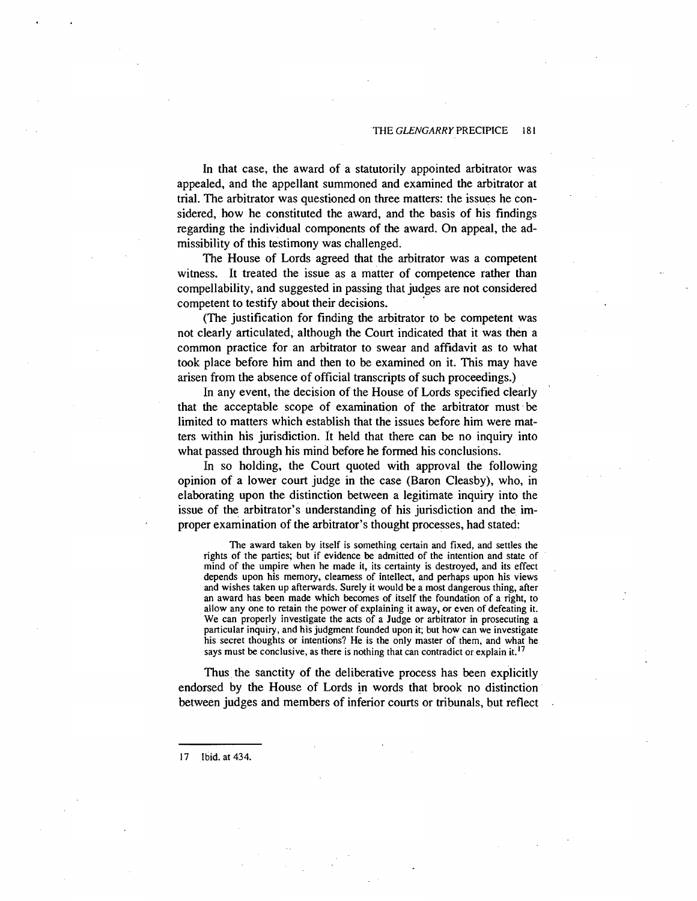In that case, the award of a statutorily appointed arbitrator was appealed, and the appellant summoned and examined the arbitrator at trial. The arbitrator was questioned on three matters: the issues he considered, how he constituted the award, and the basis of his findings regarding the individual components of the award. On appeal, the admissibility of this testimony was challenged.

The House of Lords agreed that the arbitrator was a competent witness. It treated the issue as a matter of competence rather than compellability, and suggested in passing that judges are not considered competent to testify about their decisions.

(The justification for finding the arbitrator to be competent was not clearly articulated, although the Court indicated that it was then a common practice for an arbitrator to swear and affidavit as to what took place before him and then to be examined on it. This may have arisen from the absence of official transcripts of such proceedings.)

In any event, the decision of the House of Lords specified clearly that the acceptable scope of examination of the arbitrator must be limited to matters which establish that the issues before him were matters within his jurisdiction. It held that there can be no inquiry into what passed through his mind before he formed his conclusions.

In so holding, the Court quoted with approval the following opinion of a lower court judge in the case (Baron Cleasby), who, in elaborating upon the distinction between a legitimate inquiry into the issue of the arbitrator's understanding of his jurisdiction and the improper examination of the arbitrator's thought processes, had stated:

> The award taken by itself is something certain and fixed, and settles the rights of the parties; but if evidence be admitted of the intention and state of mind of the umpire when he made it, its certainty is destroyed, and its effect depends upon his memory, clearness of intellect, and perhaps upon his views and wishes taken up afterwards. Surely it would be a most dangerous thing, after an award has been made which becomes of itself the foundation of a right, to allow any one to retain the power of explaining it away, or even of defeating it. We can properly investigate the acts of a Judge or arbitrator in prosecuting a particular inquiry, and his judgment founded upon it; but how can we investigate his secret thoughts or intentions? He is the only master of them, and what he says must be conclusive, as there is nothing that can contradict or explain it.[17]

Thus the sanctity of the deliberative process has been explicitly endorsed by the House of Lords in words that brook no distinction between judges and members of inferior courts or tribunals, but reflect

---

17 Ibid. at 434.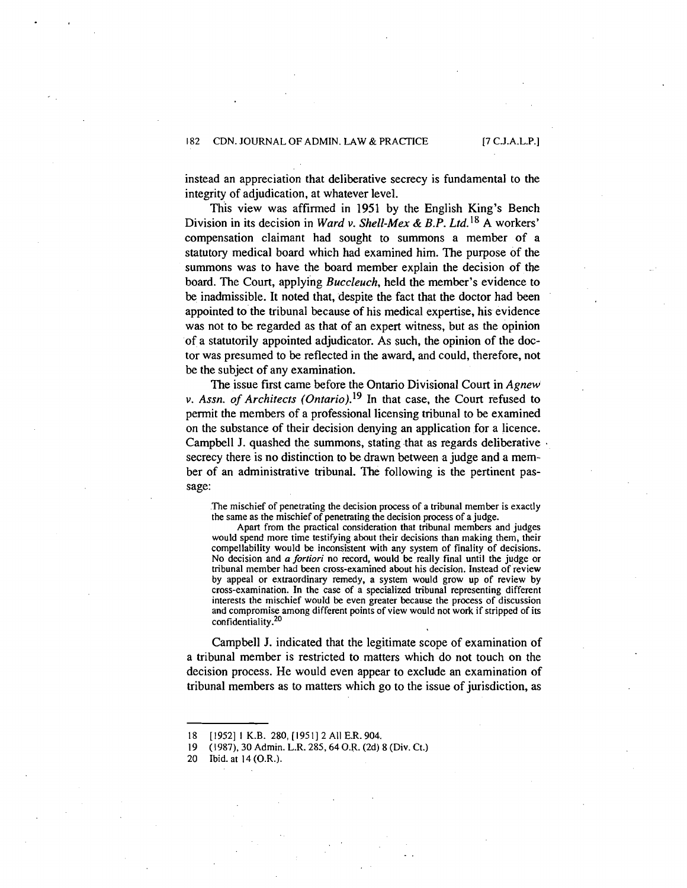instead an appreciation that deliberative secrecy is fundamental to the integrity of adjudication, at whatever level.

This view was affirmed in 1951 by the English King's Bench Division in its decision in *Ward v. Shell-Mex & B.P. Ltd.*[18] A workers' compensation claimant had sought to summons a member of a statutory medical board which had examined him. The purpose of the summons was to have the board member explain the decision of the board. The Court, applying *Buccleuch*, held the member's evidence to be inadmissible. It noted that, despite the fact that the doctor had been appointed to the tribunal because of his medical expertise, his evidence was not to be regarded as that of an expert witness, but as the opinion of a statutorily appointed adjudicator. As such, the opinion of the doctor was presumed to be reflected in the award, and could, therefore, not be the subject of any examination.

The issue first came before the Ontario Divisional Court in *Agnew v. Assn. of Architects (Ontario)*.[19] In that case, the Court refused to permit the members of a professional licensing tribunal to be examined on the substance of their decision denying an application for a licence. Campbell J. quashed the summons, stating that as regards deliberative secrecy there is no distinction to be drawn between a judge and a member of an administrative tribunal. The following is the pertinent passage:

> The mischief of penetrating the decision process of a tribunal member is exactly the same as the mischief of penetrating the decision process of a judge.
>
> Apart from the practical consideration that tribunal members and judges would spend more time testifying about their decisions than making them, their compellability would be inconsistent with any system of finality of decisions. No decision and *a fortiori* no record, would be really final until the judge or tribunal member had been cross-examined about his decision. Instead of review by appeal or extraordinary remedy, a system would grow up of review by cross-examination. In the case of a specialized tribunal representing different interests the mischief would be even greater because the process of discussion and compromise among different points of view would not work if stripped of its confidentiality.[20]

Campbell J. indicated that the legitimate scope of examination of a tribunal member is restricted to matters which do not touch on the decision process. He would even appear to exclude an examination of tribunal members as to matters which go to the issue of jurisdiction, as

---

18 [1952] 1 K.B. 280, [1951] 2 All E.R. 904.

19 (1987), 30 Admin. L.R. 285, 64 O.R. (2d) 8 (Div. Ct.)

20 Ibid. at 14 (O.R.).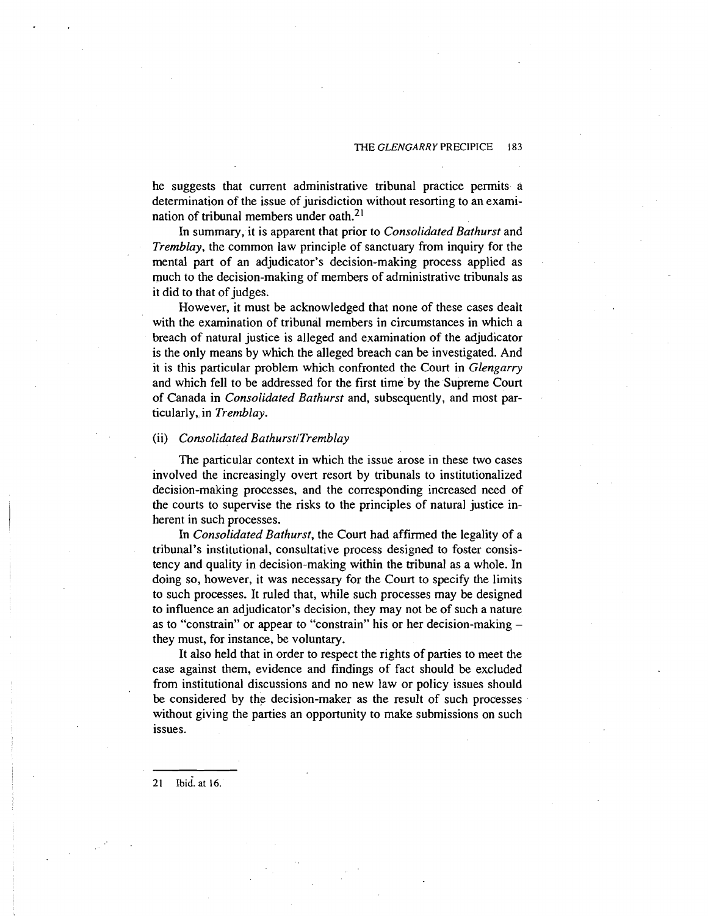he suggests that current administrative tribunal practice permits a determination of the issue of jurisdiction without resorting to an examination of tribunal members under oath.[21]

In summary, it is apparent that prior to *Consolidated Bathurst* and *Tremblay*, the common law principle of sanctuary from inquiry for the mental part of an adjudicator's decision-making process applied as much to the decision-making of members of administrative tribunals as it did to that of judges.

However, it must be acknowledged that none of these cases dealt with the examination of tribunal members in circumstances in which a breach of natural justice is alleged and examination of the adjudicator is the only means by which the alleged breach can be investigated. And it is this particular problem which confronted the Court in *Glengarry* and which fell to be addressed for the first time by the Supreme Court of Canada in *Consolidated Bathurst* and, subsequently, and most particularly, in *Tremblay*.

### (ii) *Consolidated Bathurst/Tremblay*

The particular context in which the issue arose in these two cases involved the increasingly overt resort by tribunals to institutionalized decision-making processes, and the corresponding increased need of the courts to supervise the risks to the principles of natural justice inherent in such processes.

In *Consolidated Bathurst*, the Court had affirmed the legality of a tribunal's institutional, consultative process designed to foster consistency and quality in decision-making within the tribunal as a whole. In doing so, however, it was necessary for the Court to specify the limits to such processes. It ruled that, while such processes may be designed to influence an adjudicator's decision, they may not be of such a nature as to "constrain" or appear to "constrain" his or her decision-making – they must, for instance, be voluntary.

It also held that in order to respect the rights of parties to meet the case against them, evidence and findings of fact should be excluded from institutional discussions and no new law or policy issues should be considered by the decision-maker as the result of such processes without giving the parties an opportunity to make submissions on such issues.

---

21 Ibid. at 16.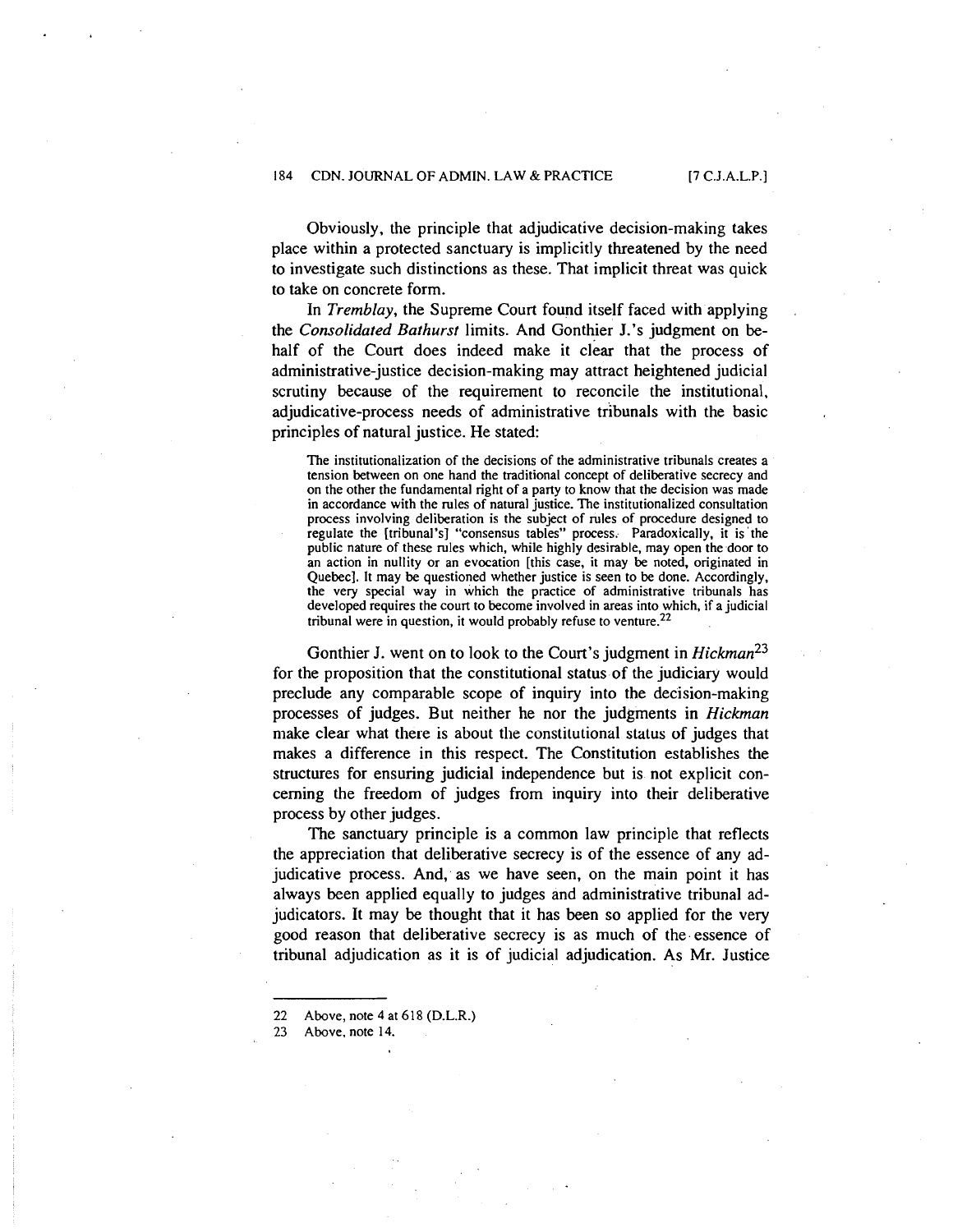Obviously, the principle that adjudicative decision-making takes place within a protected sanctuary is implicitly threatened by the need to investigate such distinctions as these. That implicit threat was quick to take on concrete form.

In *Tremblay*, the Supreme Court found itself faced with applying the *Consolidated Bathurst* limits. And Gonthier J.'s judgment on behalf of the Court does indeed make it clear that the process of administrative-justice decision-making may attract heightened judicial scrutiny because of the requirement to reconcile the institutional, adjudicative-process needs of administrative tribunals with the basic principles of natural justice. He stated:

> The institutionalization of the decisions of the administrative tribunals creates a tension between on one hand the traditional concept of deliberative secrecy and on the other the fundamental right of a party to know that the decision was made in accordance with the rules of natural justice. The institutionalized consultation process involving deliberation is the subject of rules of procedure designed to regulate the [tribunal's] "consensus tables" process. Paradoxically, it is the public nature of these rules which, while highly desirable, may open the door to an action in nullity or an evocation [this case, it may be noted, originated in Quebec]. It may be questioned whether justice is seen to be done. Accordingly, the very special way in which the practice of administrative tribunals has developed requires the court to become involved in areas into which, if a judicial tribunal were in question, it would probably refuse to venture.[22]

Gonthier J. went on to look to the Court's judgment in *Hickman*[23] for the proposition that the constitutional status of the judiciary would preclude any comparable scope of inquiry into the decision-making processes of judges. But neither he nor the judgments in *Hickman* make clear what there is about the constitutional status of judges that makes a difference in this respect. The Constitution establishes the structures for ensuring judicial independence but is not explicit concerning the freedom of judges from inquiry into their deliberative process by other judges.

The sanctuary principle is a common law principle that reflects the appreciation that deliberative secrecy is of the essence of any adjudicative process. And, as we have seen, on the main point it has always been applied equally to judges and administrative tribunal adjudicators. It may be thought that it has been so applied for the very good reason that deliberative secrecy is as much of the essence of tribunal adjudication as it is of judicial adjudication. As Mr. Justice

---

22 Above, note 4 at 618 (D.L.R.)

23 Above, note 14.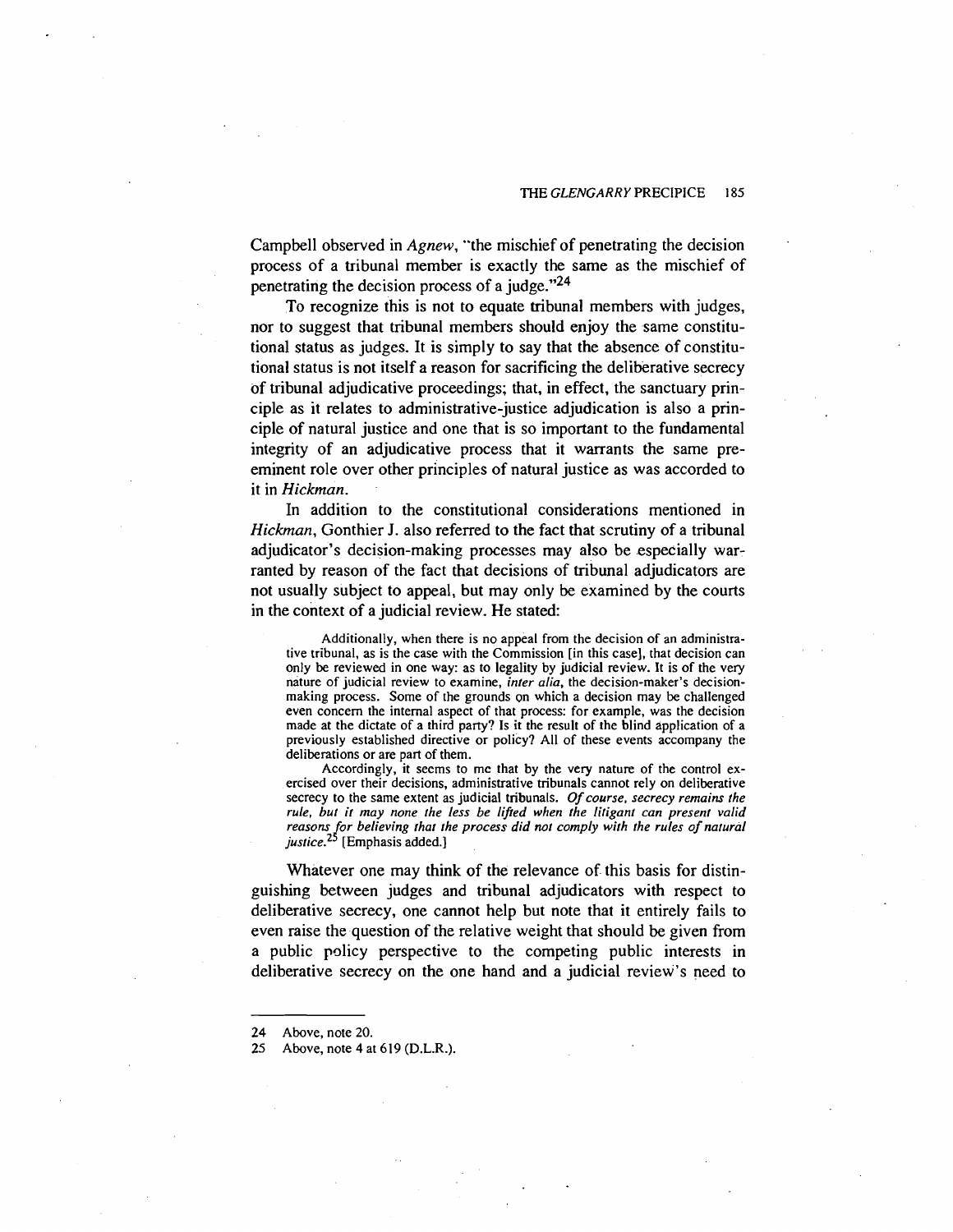Campbell observed in *Agnew*, "the mischief of penetrating the decision process of a tribunal member is exactly the same as the mischief of penetrating the decision process of a judge."[24]

To recognize this is not to equate tribunal members with judges, nor to suggest that tribunal members should enjoy the same constitutional status as judges. It is simply to say that the absence of constitutional status is not itself a reason for sacrificing the deliberative secrecy of tribunal adjudicative proceedings; that, in effect, the sanctuary principle as it relates to administrative-justice adjudication is also a principle of natural justice and one that is so important to the fundamental integrity of an adjudicative process that it warrants the same preeminent role over other principles of natural justice as was accorded to it in *Hickman*.

In addition to the constitutional considerations mentioned in *Hickman*, Gonthier J. also referred to the fact that scrutiny of a tribunal adjudicator's decision-making processes may also be especially warranted by reason of the fact that decisions of tribunal adjudicators are not usually subject to appeal, but may only be examined by the courts in the context of a judicial review. He stated:

> Additionally, when there is no appeal from the decision of an administrative tribunal, as is the case with the Commission [in this case], that decision can only be reviewed in one way: as to legality by judicial review. It is of the very nature of judicial review to examine, *inter alia*, the decision-maker's decision-making process. Some of the grounds on which a decision may be challenged even concern the internal aspect of that process: for example, was the decision made at the dictate of a third party? Is it the result of the blind application of a previously established directive or policy? All of these events accompany the deliberations or are part of them.
>
> Accordingly, it seems to me that by the very nature of the control exercised over their decisions, administrative tribunals cannot rely on deliberative secrecy to the same extent as judicial tribunals. *Of course, secrecy remains the rule, but it may none the less be lifted when the litigant can present valid reasons for believing that the process did not comply with the rules of natural justice.*[25] [Emphasis added.]

Whatever one may think of the relevance of this basis for distinguishing between judges and tribunal adjudicators with respect to deliberative secrecy, one cannot help but note that it entirely fails to even raise the question of the relative weight that should be given from a public policy perspective to the competing public interests in deliberative secrecy on the one hand and a judicial review's need to

---

24 Above, note 20.

25 Above, note 4 at 619 (D.L.R.).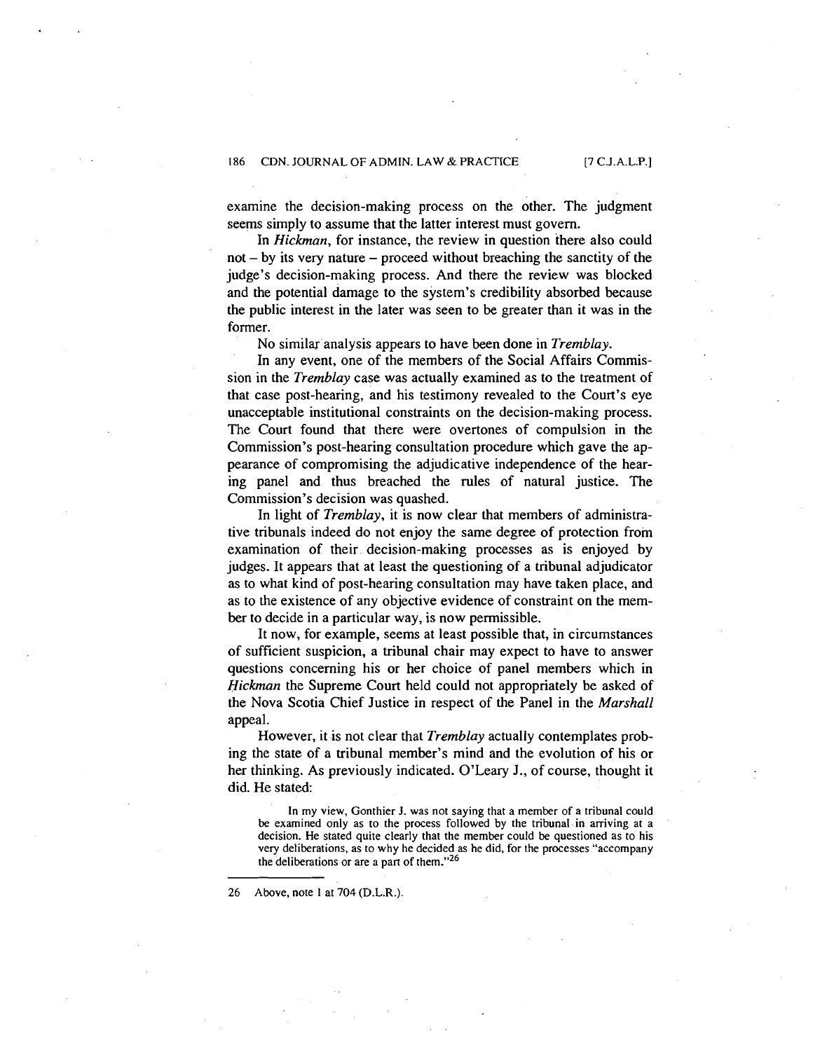examine the decision-making process on the other. The judgment seems simply to assume that the latter interest must govern.

In *Hickman*, for instance, the review in question there also could not – by its very nature – proceed without breaching the sanctity of the judge's decision-making process. And there the review was blocked and the potential damage to the system's credibility absorbed because the public interest in the later was seen to be greater than it was in the former.

No similar analysis appears to have been done in *Tremblay*.

In any event, one of the members of the Social Affairs Commission in the *Tremblay* case was actually examined as to the treatment of that case post-hearing, and his testimony revealed to the Court's eye unacceptable institutional constraints on the decision-making process. The Court found that there were overtones of compulsion in the Commission's post-hearing consultation procedure which gave the appearance of compromising the adjudicative independence of the hearing panel and thus breached the rules of natural justice. The Commission's decision was quashed.

In light of *Tremblay*, it is now clear that members of administrative tribunals indeed do not enjoy the same degree of protection from examination of their decision-making processes as is enjoyed by judges. It appears that at least the questioning of a tribunal adjudicator as to what kind of post-hearing consultation may have taken place, and as to the existence of any objective evidence of constraint on the member to decide in a particular way, is now permissible.

It now, for example, seems at least possible that, in circumstances of sufficient suspicion, a tribunal chair may expect to have to answer questions concerning his or her choice of panel members which in *Hickman* the Supreme Court held could not appropriately be asked of the Nova Scotia Chief Justice in respect of the Panel in the *Marshall* appeal.

However, it is not clear that *Tremblay* actually contemplates probing the state of a tribunal member's mind and the evolution of his or her thinking. As previously indicated. O'Leary J., of course, thought it did. He stated:

> In my view, Gonthier J. was not saying that a member of a tribunal could be examined only as to the process followed by the tribunal in arriving at a decision. He stated quite clearly that the member could be questioned as to his very deliberations, as to why he decided as he did, for the processes "accompany the deliberations or are a part of them."[26]

---

26 Above, note 1 at 704 (D.L.R.).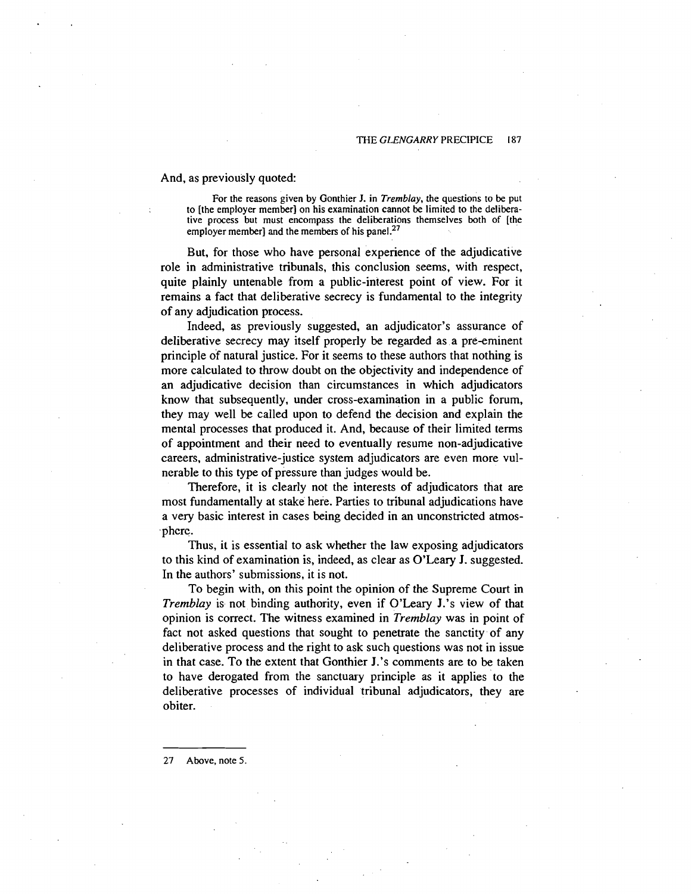And, as previously quoted:

> For the reasons given by Gonthier J. in *Tremblay*, the questions to be put to [the employer member] on his examination cannot be limited to the deliberative process but must encompass the deliberations themselves both of [the employer member] and the members of his panel.[27]

But, for those who have personal experience of the adjudicative role in administrative tribunals, this conclusion seems, with respect, quite plainly untenable from a public-interest point of view. For it remains a fact that deliberative secrecy is fundamental to the integrity of any adjudication process.

Indeed, as previously suggested, an adjudicator's assurance of deliberative secrecy may itself properly be regarded as a pre-eminent principle of natural justice. For it seems to these authors that nothing is more calculated to throw doubt on the objectivity and independence of an adjudicative decision than circumstances in which adjudicators know that subsequently, under cross-examination in a public forum, they may well be called upon to defend the decision and explain the mental processes that produced it. And, because of their limited terms of appointment and their need to eventually resume non-adjudicative careers, administrative-justice system adjudicators are even more vulnerable to this type of pressure than judges would be.

Therefore, it is clearly not the interests of adjudicators that are most fundamentally at stake here. Parties to tribunal adjudications have a very basic interest in cases being decided in an unconstricted atmosphere.

Thus, it is essential to ask whether the law exposing adjudicators to this kind of examination is, indeed, as clear as O'Leary J. suggested. In the authors' submissions, it is not.

To begin with, on this point the opinion of the Supreme Court in *Tremblay* is not binding authority, even if O'Leary J.'s view of that opinion is correct. The witness examined in *Tremblay* was in point of fact not asked questions that sought to penetrate the sanctity of any deliberative process and the right to ask such questions was not in issue in that case. To the extent that Gonthier J.'s comments are to be taken to have derogated from the sanctuary principle as it applies to the deliberative processes of individual tribunal adjudicators, they are obiter.

---

27 Above, note 5.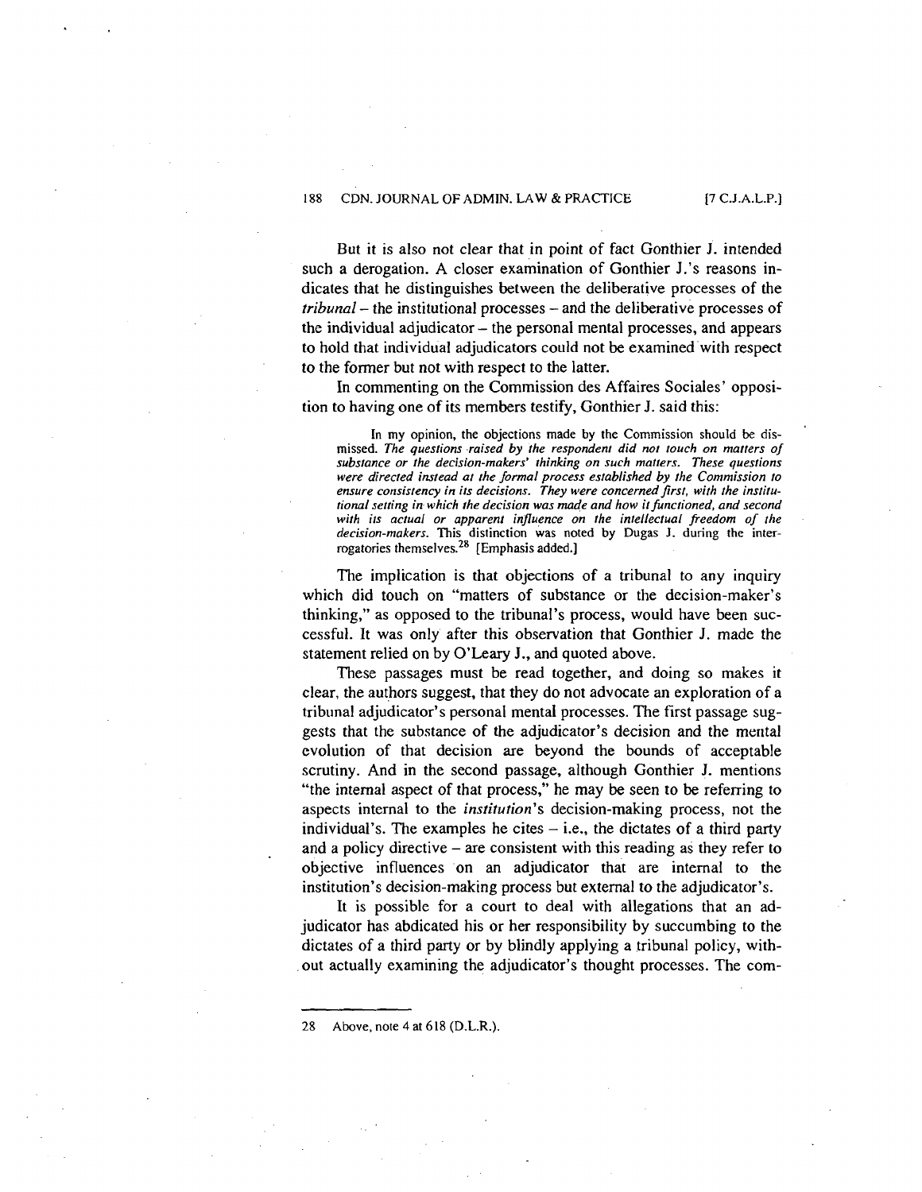But it is also not clear that in point of fact Gonthier J. intended such a derogation. A closer examination of Gonthier J.'s reasons indicates that he distinguishes between the deliberative processes of the *tribunal* – the institutional processes – and the deliberative processes of the individual adjudicator – the personal mental processes, and appears to hold that individual adjudicators could not be examined with respect to the former but not with respect to the latter.

In commenting on the Commission des Affaires Sociales' opposition to having one of its members testify, Gonthier J. said this:

> In my opinion, the objections made by the Commission should be dismissed. *The questions raised by the respondent did not touch on matters of substance or the decision-makers' thinking on such matters. These questions were directed instead at the formal process established by the Commission to ensure consistency in its decisions. They were concerned first, with the institutional setting in which the decision was made and how it functioned, and second with its actual or apparent influence on the intellectual freedom of the decision-makers.* This distinction was noted by Dugas J. during the interrogatories themselves.[28] [Emphasis added.]

The implication is that objections of a tribunal to any inquiry which did touch on "matters of substance or the decision-maker's thinking," as opposed to the tribunal's process, would have been successful. It was only after this observation that Gonthier J. made the statement relied on by O'Leary J., and quoted above.

These passages must be read together, and doing so makes it clear, the authors suggest, that they do not advocate an exploration of a tribunal adjudicator's personal mental processes. The first passage suggests that the substance of the adjudicator's decision and the mental evolution of that decision are beyond the bounds of acceptable scrutiny. And in the second passage, although Gonthier J. mentions "the internal aspect of that process," he may be seen to be referring to aspects internal to the *institution*'s decision-making process, not the individual's. The examples he cites – i.e., the dictates of a third party and a policy directive – are consistent with this reading as they refer to objective influences on an adjudicator that are internal to the institution's decision-making process but external to the adjudicator's.

It is possible for a court to deal with allegations that an adjudicator has abdicated his or her responsibility by succumbing to the dictates of a third party or by blindly applying a tribunal policy, without actually examining the adjudicator's thought processes. The com-

---

28 Above, note 4 at 618 (D.L.R.).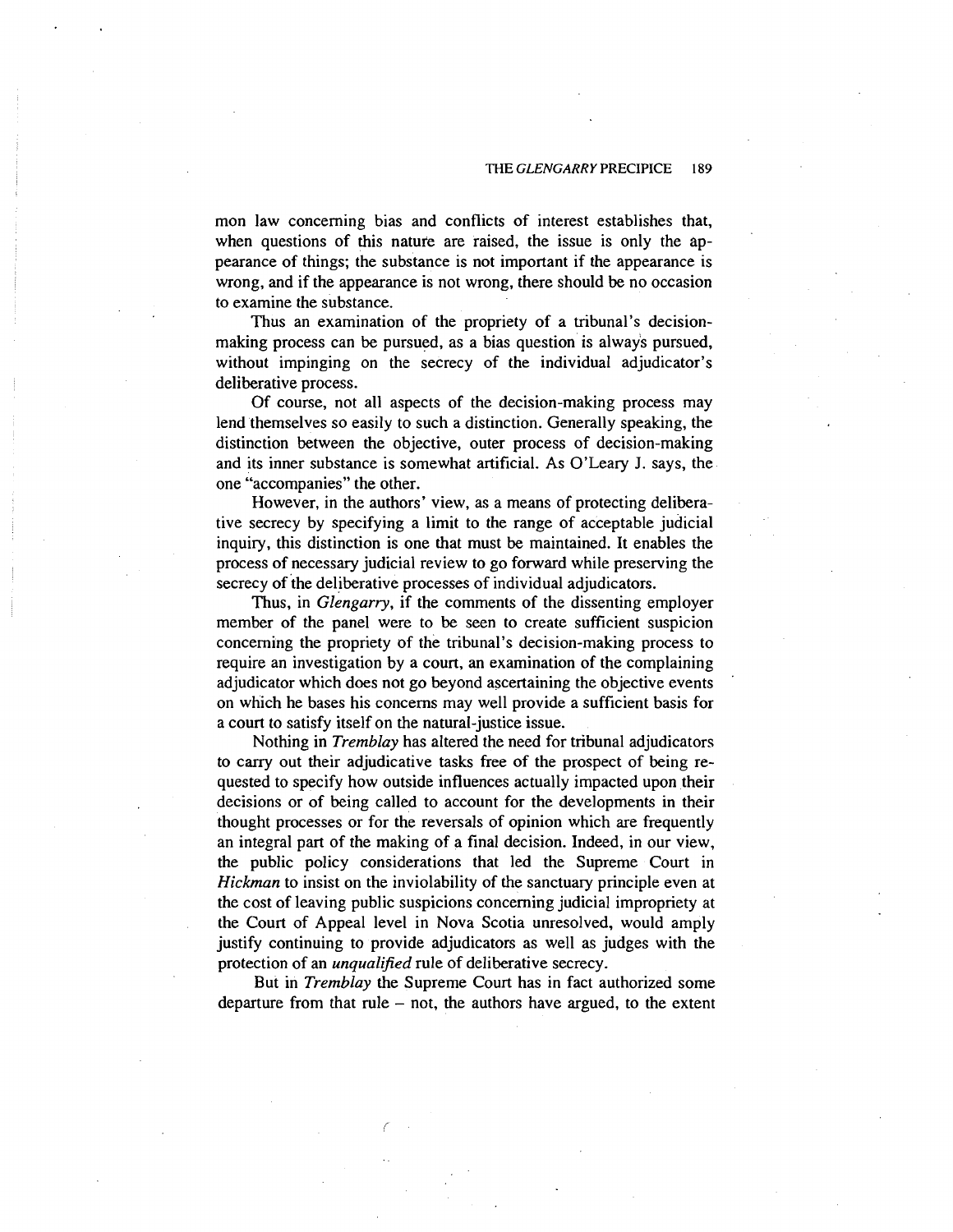mon law concerning bias and conflicts of interest establishes that, when questions of this nature are raised, the issue is only the appearance of things; the substance is not important if the appearance is wrong, and if the appearance is not wrong, there should be no occasion to examine the substance.

Thus an examination of the propriety of a tribunal's decision-making process can be pursued, as a bias question is always pursued, without impinging on the secrecy of the individual adjudicator's deliberative process.

Of course, not all aspects of the decision-making process may lend themselves so easily to such a distinction. Generally speaking, the distinction between the objective, outer process of decision-making and its inner substance is somewhat artificial. As O'Leary J. says, the one "accompanies" the other.

However, in the authors' view, as a means of protecting deliberative secrecy by specifying a limit to the range of acceptable judicial inquiry, this distinction is one that must be maintained. It enables the process of necessary judicial review to go forward while preserving the secrecy of the deliberative processes of individual adjudicators.

Thus, in *Glengarry*, if the comments of the dissenting employer member of the panel were to be seen to create sufficient suspicion concerning the propriety of the tribunal's decision-making process to require an investigation by a court, an examination of the complaining adjudicator which does not go beyond ascertaining the objective events on which he bases his concerns may well provide a sufficient basis for a court to satisfy itself on the natural-justice issue.

Nothing in *Tremblay* has altered the need for tribunal adjudicators to carry out their adjudicative tasks free of the prospect of being requested to specify how outside influences actually impacted upon their decisions or of being called to account for the developments in their thought processes or for the reversals of opinion which are frequently an integral part of the making of a final decision. Indeed, in our view, the public policy considerations that led the Supreme Court in *Hickman* to insist on the inviolability of the sanctuary principle even at the cost of leaving public suspicions concerning judicial impropriety at the Court of Appeal level in Nova Scotia unresolved, would amply justify continuing to provide adjudicators as well as judges with the protection of an *unqualified* rule of deliberative secrecy.

But in *Tremblay* the Supreme Court has in fact authorized some departure from that rule – not, the authors have argued, to the extent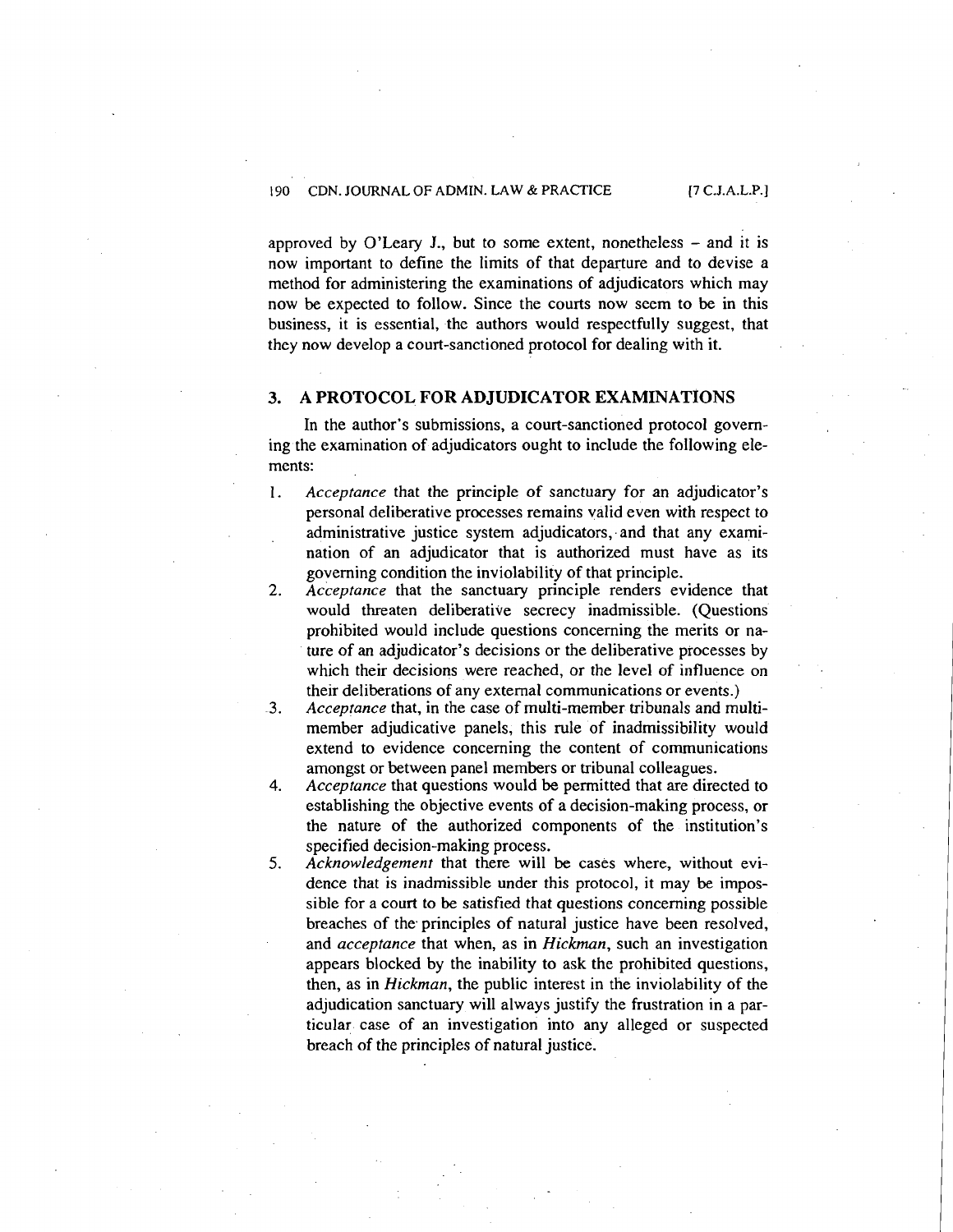approved by O'Leary J., but to some extent, nonetheless – and it is now important to define the limits of that departure and to devise a method for administering the examinations of adjudicators which may now be expected to follow. Since the courts now seem to be in this business, it is essential, the authors would respectfully suggest, that they now develop a court-sanctioned protocol for dealing with it.

## 3. A PROTOCOL FOR ADJUDICATOR EXAMINATIONS

In the author's submissions, a court-sanctioned protocol governing the examination of adjudicators ought to include the following elements:

1. *Acceptance* that the principle of sanctuary for an adjudicator's personal deliberative processes remains valid even with respect to administrative justice system adjudicators, and that any examination of an adjudicator that is authorized must have as its governing condition the inviolability of that principle.
2. *Acceptance* that the sanctuary principle renders evidence that would threaten deliberative secrecy inadmissible. (Questions prohibited would include questions concerning the merits or nature of an adjudicator's decisions or the deliberative processes by which their decisions were reached, or the level of influence on their deliberations of any external communications or events.)
3. *Acceptance* that, in the case of multi-member tribunals and multi-member adjudicative panels, this rule of inadmissibility would extend to evidence concerning the content of communications amongst or between panel members or tribunal colleagues.
4. *Acceptance* that questions would be permitted that are directed to establishing the objective events of a decision-making process, or the nature of the authorized components of the institution's specified decision-making process.
5. *Acknowledgement* that there will be cases where, without evidence that is inadmissible under this protocol, it may be impossible for a court to be satisfied that questions concerning possible breaches of the principles of natural justice have been resolved, and *acceptance* that when, as in *Hickman*, such an investigation appears blocked by the inability to ask the prohibited questions, then, as in *Hickman*, the public interest in the inviolability of the adjudication sanctuary will always justify the frustration in a particular case of an investigation into any alleged or suspected breach of the principles of natural justice.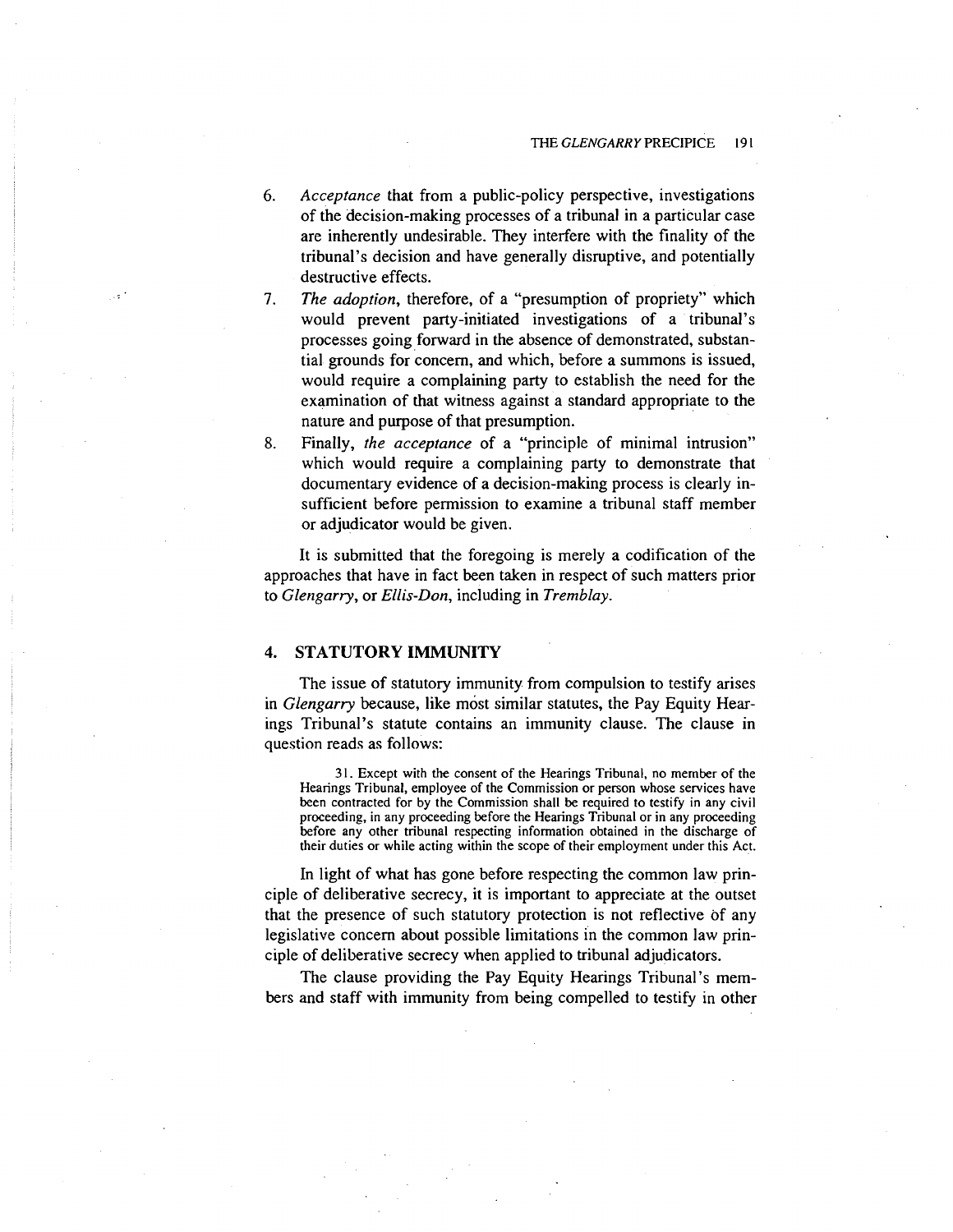6. *Acceptance* that from a public-policy perspective, investigations of the decision-making processes of a tribunal in a particular case are inherently undesirable. They interfere with the finality of the tribunal's decision and have generally disruptive, and potentially destructive effects.
7. *The adoption*, therefore, of a "presumption of propriety" which would prevent party-initiated investigations of a tribunal's processes going forward in the absence of demonstrated, substantial grounds for concern, and which, before a summons is issued, would require a complaining party to establish the need for the examination of that witness against a standard appropriate to the nature and purpose of that presumption.
8. Finally, *the acceptance* of a "principle of minimal intrusion" which would require a complaining party to demonstrate that documentary evidence of a decision-making process is clearly insufficient before permission to examine a tribunal staff member or adjudicator would be given.

It is submitted that the foregoing is merely a codification of the approaches that have in fact been taken in respect of such matters prior to *Glengarry*, or *Ellis-Don*, including in *Tremblay*.

## 4. STATUTORY IMMUNITY

The issue of statutory immunity from compulsion to testify arises in *Glengarry* because, like most similar statutes, the Pay Equity Hearings Tribunal's statute contains an immunity clause. The clause in question reads as follows:

> 31. Except with the consent of the Hearings Tribunal, no member of the Hearings Tribunal, employee of the Commission or person whose services have been contracted for by the Commission shall be required to testify in any civil proceeding, in any proceeding before the Hearings Tribunal or in any proceeding before any other tribunal respecting information obtained in the discharge of their duties or while acting within the scope of their employment under this Act.

In light of what has gone before respecting the common law principle of deliberative secrecy, it is important to appreciate at the outset that the presence of such statutory protection is not reflective of any legislative concern about possible limitations in the common law principle of deliberative secrecy when applied to tribunal adjudicators.

The clause providing the Pay Equity Hearings Tribunal's members and staff with immunity from being compelled to testify in other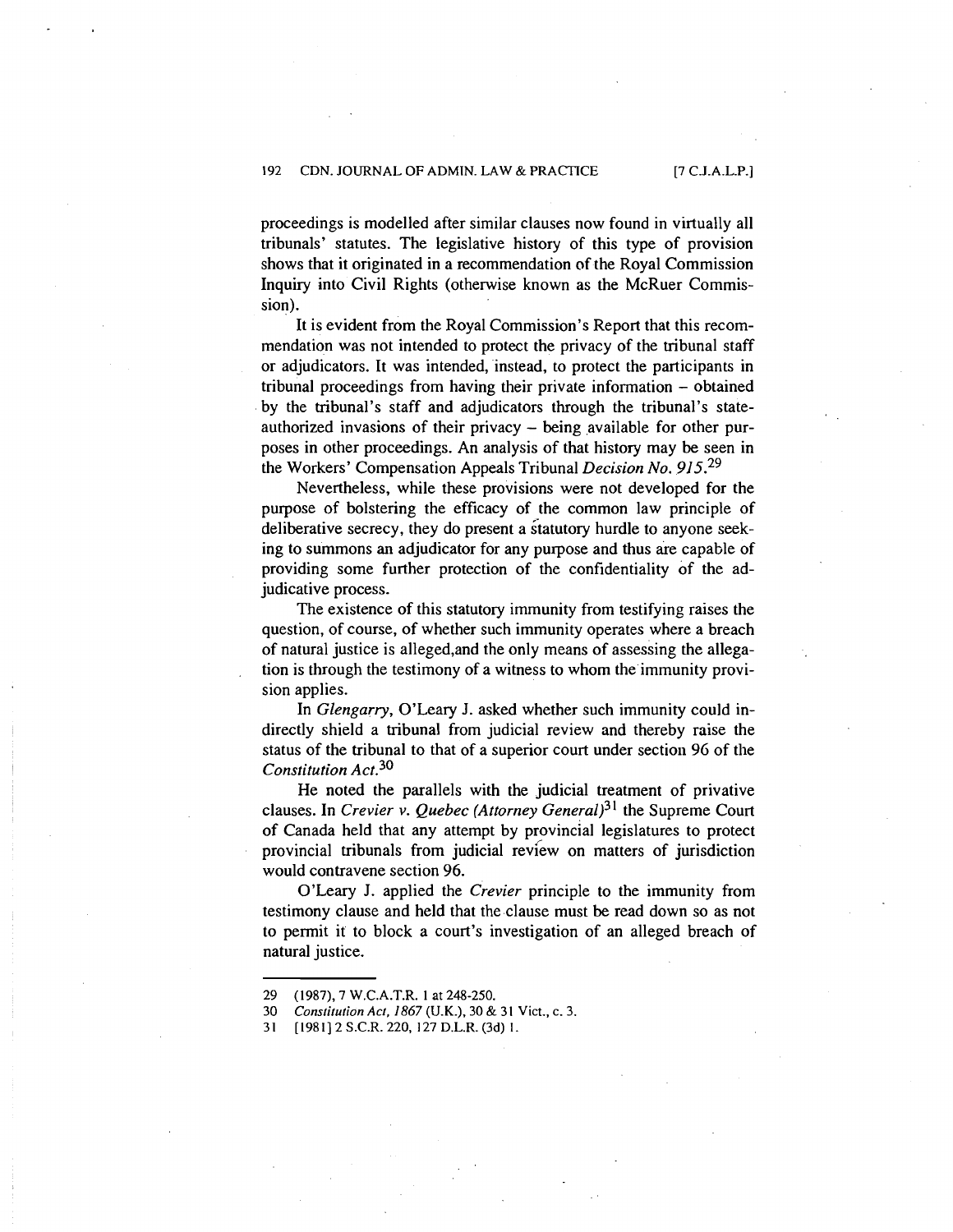proceedings is modelled after similar clauses now found in virtually all tribunals' statutes. The legislative history of this type of provision shows that it originated in a recommendation of the Royal Commission Inquiry into Civil Rights (otherwise known as the McRuer Commission).

It is evident from the Royal Commission's Report that this recommendation was not intended to protect the privacy of the tribunal staff or adjudicators. It was intended, instead, to protect the participants in tribunal proceedings from having their private information – obtained by the tribunal's staff and adjudicators through the tribunal's state-authorized invasions of their privacy – being available for other purposes in other proceedings. An analysis of that history may be seen in the Workers' Compensation Appeals Tribunal *Decision No. 915*.[29]

Nevertheless, while these provisions were not developed for the purpose of bolstering the efficacy of the common law principle of deliberative secrecy, they do present a statutory hurdle to anyone seeking to summons an adjudicator for any purpose and thus are capable of providing some further protection of the confidentiality of the adjudicative process.

The existence of this statutory immunity from testifying raises the question, of course, of whether such immunity operates where a breach of natural justice is alleged,and the only means of assessing the allegation is through the testimony of a witness to whom the immunity provision applies.

In *Glengarry*, O'Leary J. asked whether such immunity could indirectly shield a tribunal from judicial review and thereby raise the status of the tribunal to that of a superior court under section 96 of the *Constitution Act*.[30]

He noted the parallels with the judicial treatment of privative clauses. In *Crevier v. Quebec (Attorney General)*[31] the Supreme Court of Canada held that any attempt by provincial legislatures to protect provincial tribunals from judicial review on matters of jurisdiction would contravene section 96.

O'Leary J. applied the *Crevier* principle to the immunity from testimony clause and held that the clause must be read down so as not to permit it to block a court's investigation of an alleged breach of natural justice.

---

29 (1987), 7 W.C.A.T.R. 1 at 248-250.

30 *Constitution Act, 1867* (U.K.), 30 & 31 Vict., c. 3.

31 [1981] 2 S.C.R. 220, 127 D.L.R. (3d) 1.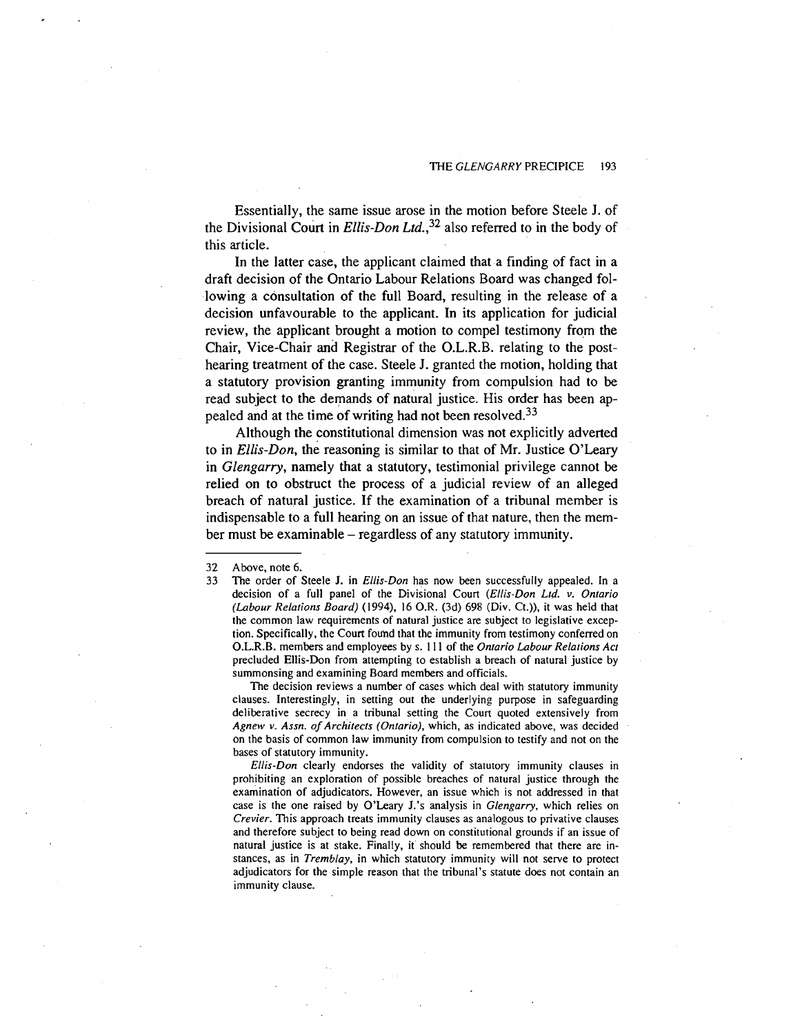Essentially, the same issue arose in the motion before Steele J. of the Divisional Court in *Ellis-Don Ltd.*,[32] also referred to in the body of this article.

In the latter case, the applicant claimed that a finding of fact in a draft decision of the Ontario Labour Relations Board was changed following a consultation of the full Board, resulting in the release of a decision unfavourable to the applicant. In its application for judicial review, the applicant brought a motion to compel testimony from the Chair, Vice-Chair and Registrar of the O.L.R.B. relating to the post-hearing treatment of the case. Steele J. granted the motion, holding that a statutory provision granting immunity from compulsion had to be read subject to the demands of natural justice. His order has been appealed and at the time of writing had not been resolved.[33]

Although the constitutional dimension was not explicitly adverted to in *Ellis-Don*, the reasoning is similar to that of Mr. Justice O'Leary in *Glengarry*, namely that a statutory, testimonial privilege cannot be relied on to obstruct the process of a judicial review of an alleged breach of natural justice. If the examination of a tribunal member is indispensable to a full hearing on an issue of that nature, then the member must be examinable – regardless of any statutory immunity.

---

32 Above, note 6.

33 The order of Steele J. in *Ellis-Don* has now been successfully appealed. In a decision of a full panel of the Divisional Court (*Ellis-Don Ltd. v. Ontario (Labour Relations Board)* (1994), 16 O.R. (3d) 698 (Div. Ct.)), it was held that the common law requirements of natural justice are subject to legislative exception. Specifically, the Court found that the immunity from testimony conferred on O.L.R.B. members and employees by s. 111 of the *Ontario Labour Relations Act* precluded Ellis-Don from attempting to establish a breach of natural justice by summonsing and examining Board members and officials.

The decision reviews a number of cases which deal with statutory immunity clauses. Interestingly, in setting out the underlying purpose in safeguarding deliberative secrecy in a tribunal setting the Court quoted extensively from *Agnew v. Assn. of Architects (Ontario)*, which, as indicated above, was decided on the basis of common law immunity from compulsion to testify and not on the bases of statutory immunity.

*Ellis-Don* clearly endorses the validity of statutory immunity clauses in prohibiting an exploration of possible breaches of natural justice through the examination of adjudicators. However, an issue which is not addressed in that case is the one raised by O'Leary J.'s analysis in *Glengarry*, which relies on *Crevier*. This approach treats immunity clauses as analogous to privative clauses and therefore subject to being read down on constitutional grounds if an issue of natural justice is at stake. Finally, it should be remembered that there are instances, as in *Tremblay*, in which statutory immunity will not serve to protect adjudicators for the simple reason that the tribunal's statute does not contain an immunity clause.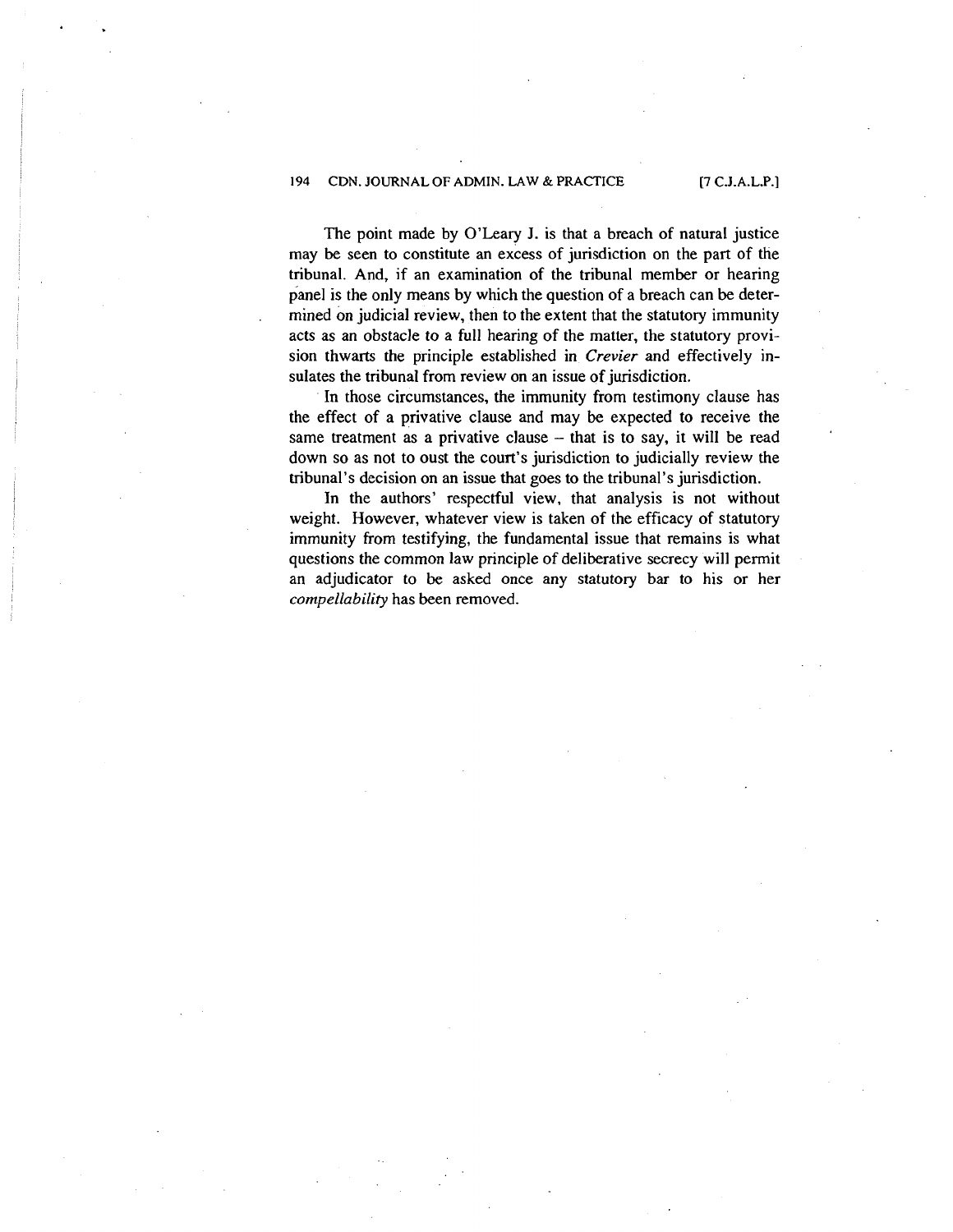The point made by O'Leary J. is that a breach of natural justice may be seen to constitute an excess of jurisdiction on the part of the tribunal. And, if an examination of the tribunal member or hearing panel is the only means by which the question of a breach can be determined on judicial review, then to the extent that the statutory immunity acts as an obstacle to a full hearing of the matter, the statutory provision thwarts the principle established in *Crevier* and effectively insulates the tribunal from review on an issue of jurisdiction.

In those circumstances, the immunity from testimony clause has the effect of a privative clause and may be expected to receive the same treatment as a privative clause – that is to say, it will be read down so as not to oust the court's jurisdiction to judicially review the tribunal's decision on an issue that goes to the tribunal's jurisdiction.

In the authors' respectful view, that analysis is not without weight. However, whatever view is taken of the efficacy of statutory immunity from testifying, the fundamental issue that remains is what questions the common law principle of deliberative secrecy will permit an adjudicator to be asked once any statutory bar to his or her *compellability* has been removed.